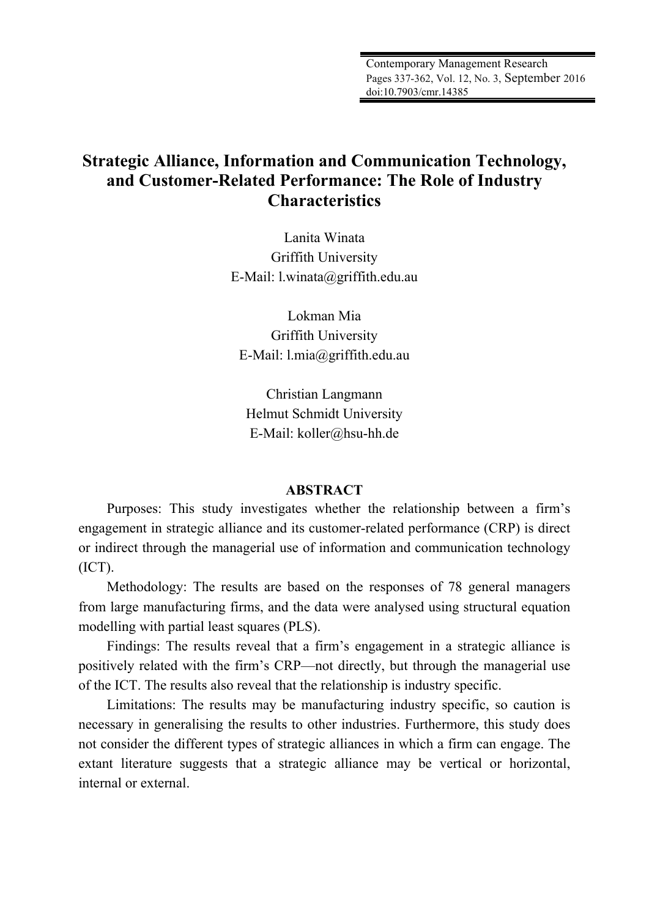# Strategic Alliance, Information and Communication Technology, and Customer-Related Performance: The Role of Industry Characteristics

Lanita Winata
Griffith University
E-Mail: l.winata@griffith.edu.au

Lokman Mia
Griffith University
E-Mail: l.mia@griffith.edu.au

Christian Langmann
Helmut Schmidt University
E-Mail: koller@hsu-hh.de

## ABSTRACT

Purposes: This study investigates whether the relationship between a firm's engagement in strategic alliance and its customer-related performance (CRP) is direct or indirect through the managerial use of information and communication technology (ICT).

Methodology: The results are based on the responses of 78 general managers from large manufacturing firms, and the data were analysed using structural equation modelling with partial least squares (PLS).

Findings: The results reveal that a firm's engagement in a strategic alliance is positively related with the firm's CRP—not directly, but through the managerial use of the ICT. The results also reveal that the relationship is industry specific.

Limitations: The results may be manufacturing industry specific, so caution is necessary in generalising the results to other industries. Furthermore, this study does not consider the different types of strategic alliances in which a firm can engage. The extant literature suggests that a strategic alliance may be vertical or horizontal, internal or external.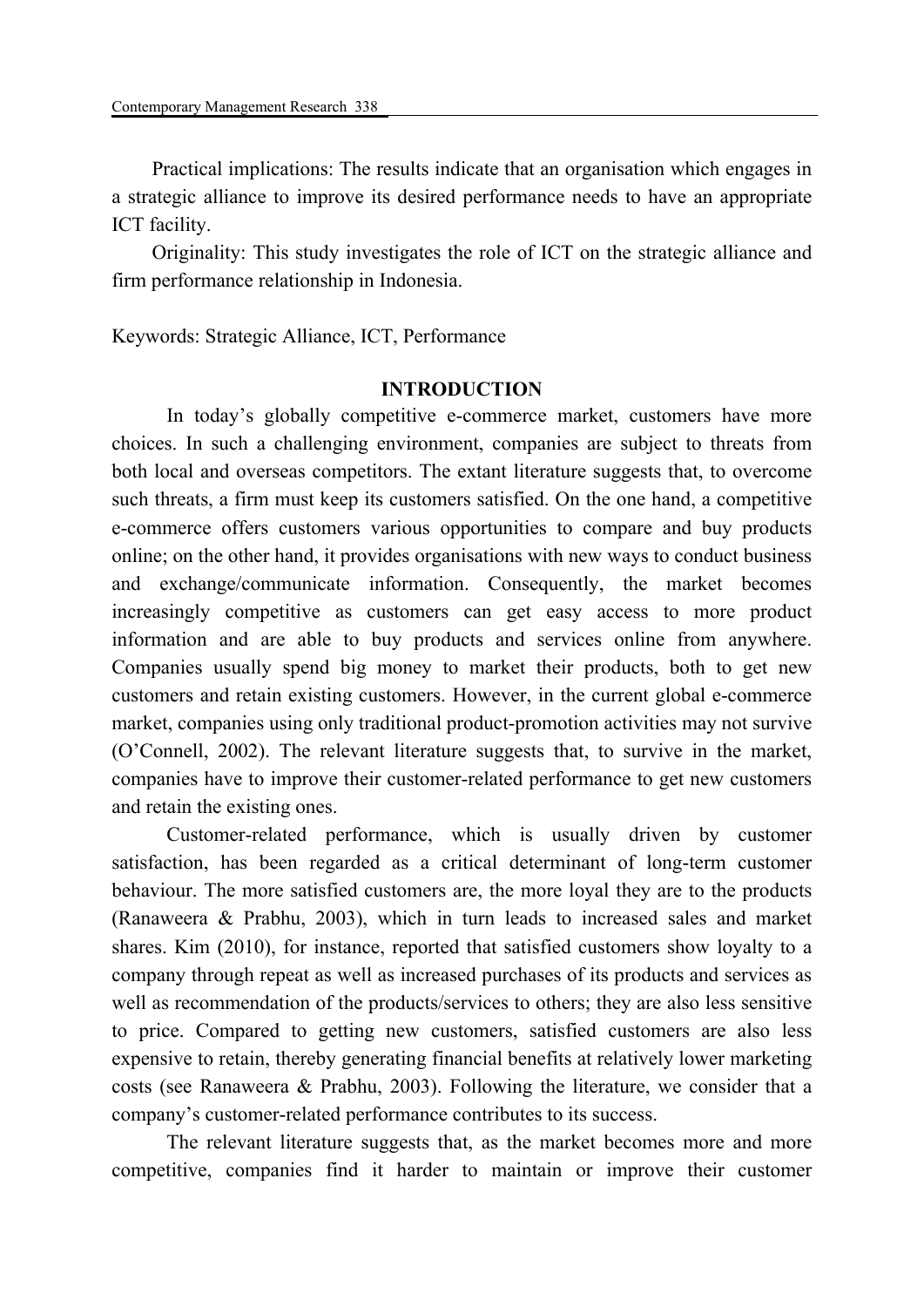Practical implications: The results indicate that an organisation which engages in a strategic alliance to improve its desired performance needs to have an appropriate ICT facility.

Originality: This study investigates the role of ICT on the strategic alliance and firm performance relationship in Indonesia.

Keywords: Strategic Alliance, ICT, Performance

## INTRODUCTION

In today's globally competitive e-commerce market, customers have more choices. In such a challenging environment, companies are subject to threats from both local and overseas competitors. The extant literature suggests that, to overcome such threats, a firm must keep its customers satisfied. On the one hand, a competitive e-commerce offers customers various opportunities to compare and buy products online; on the other hand, it provides organisations with new ways to conduct business and exchange/communicate information. Consequently, the market becomes increasingly competitive as customers can get easy access to more product information and are able to buy products and services online from anywhere. Companies usually spend big money to market their products, both to get new customers and retain existing customers. However, in the current global e-commerce market, companies using only traditional product-promotion activities may not survive (O'Connell, 2002). The relevant literature suggests that, to survive in the market, companies have to improve their customer-related performance to get new customers and retain the existing ones.

Customer-related performance, which is usually driven by customer satisfaction, has been regarded as a critical determinant of long-term customer behaviour. The more satisfied customers are, the more loyal they are to the products (Ranaweera & Prabhu, 2003), which in turn leads to increased sales and market shares. Kim (2010), for instance, reported that satisfied customers show loyalty to a company through repeat as well as increased purchases of its products and services as well as recommendation of the products/services to others; they are also less sensitive to price. Compared to getting new customers, satisfied customers are also less expensive to retain, thereby generating financial benefits at relatively lower marketing costs (see Ranaweera & Prabhu, 2003). Following the literature, we consider that a company's customer-related performance contributes to its success.

The relevant literature suggests that, as the market becomes more and more competitive, companies find it harder to maintain or improve their customer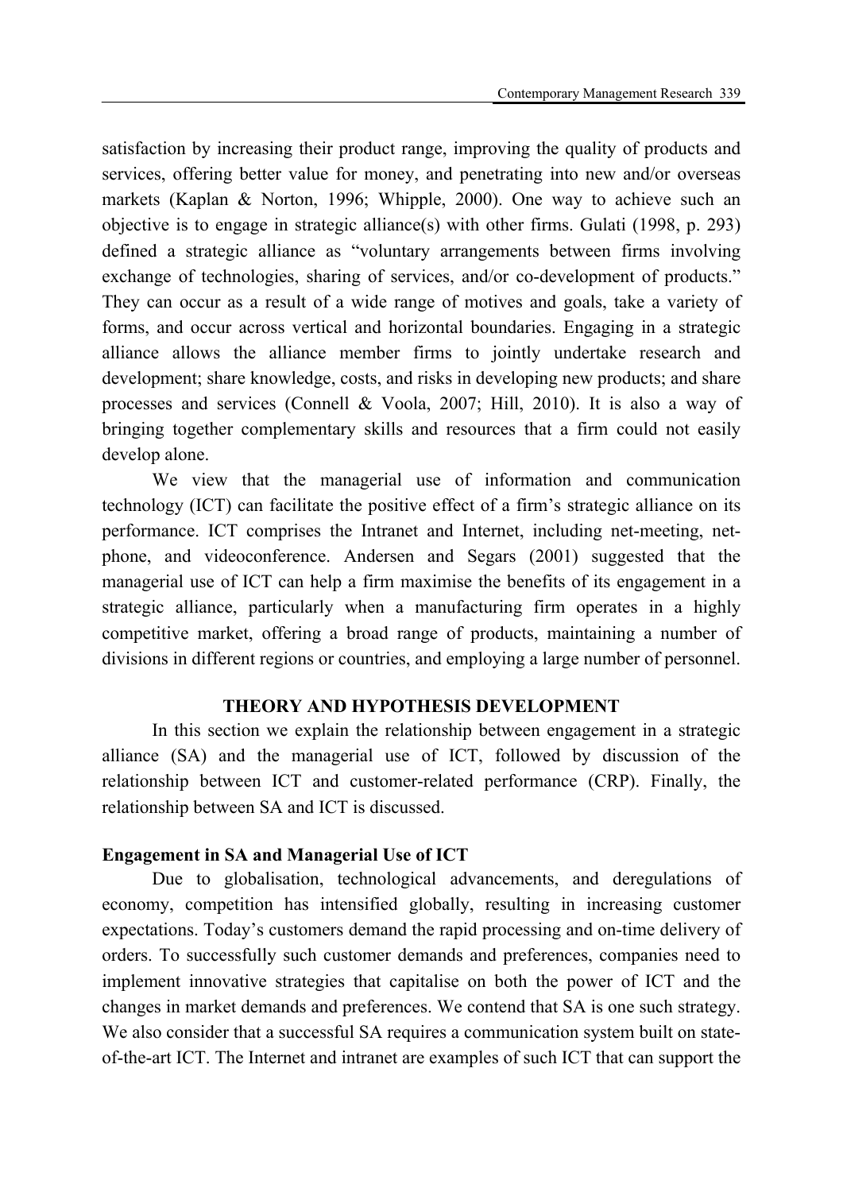satisfaction by increasing their product range, improving the quality of products and services, offering better value for money, and penetrating into new and/or overseas markets (Kaplan & Norton, 1996; Whipple, 2000). One way to achieve such an objective is to engage in strategic alliance(s) with other firms. Gulati (1998, p. 293) defined a strategic alliance as "voluntary arrangements between firms involving exchange of technologies, sharing of services, and/or co-development of products." They can occur as a result of a wide range of motives and goals, take a variety of forms, and occur across vertical and horizontal boundaries. Engaging in a strategic alliance allows the alliance member firms to jointly undertake research and development; share knowledge, costs, and risks in developing new products; and share processes and services (Connell & Voola, 2007; Hill, 2010). It is also a way of bringing together complementary skills and resources that a firm could not easily develop alone.

We view that the managerial use of information and communication technology (ICT) can facilitate the positive effect of a firm's strategic alliance on its performance. ICT comprises the Intranet and Internet, including net-meeting, net-phone, and videoconference. Andersen and Segars (2001) suggested that the managerial use of ICT can help a firm maximise the benefits of its engagement in a strategic alliance, particularly when a manufacturing firm operates in a highly competitive market, offering a broad range of products, maintaining a number of divisions in different regions or countries, and employing a large number of personnel.

## THEORY AND HYPOTHESIS DEVELOPMENT

In this section we explain the relationship between engagement in a strategic alliance (SA) and the managerial use of ICT, followed by discussion of the relationship between ICT and customer-related performance (CRP). Finally, the relationship between SA and ICT is discussed.

### Engagement in SA and Managerial Use of ICT

Due to globalisation, technological advancements, and deregulations of economy, competition has intensified globally, resulting in increasing customer expectations. Today's customers demand the rapid processing and on-time delivery of orders. To successfully such customer demands and preferences, companies need to implement innovative strategies that capitalise on both the power of ICT and the changes in market demands and preferences. We contend that SA is one such strategy. We also consider that a successful SA requires a communication system built on state-of-the-art ICT. The Internet and intranet are examples of such ICT that can support the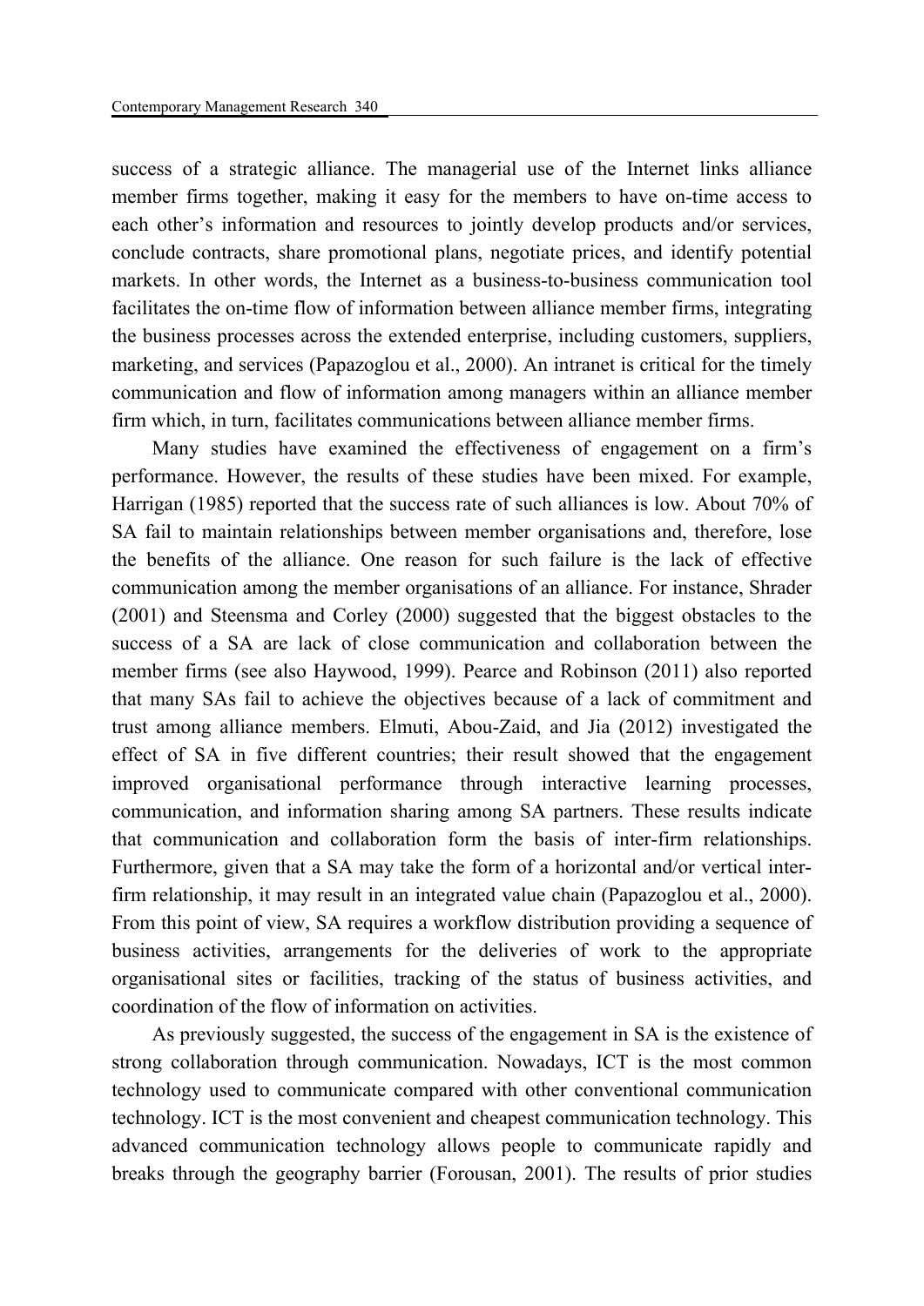success of a strategic alliance. The managerial use of the Internet links alliance member firms together, making it easy for the members to have on-time access to each other's information and resources to jointly develop products and/or services, conclude contracts, share promotional plans, negotiate prices, and identify potential markets. In other words, the Internet as a business-to-business communication tool facilitates the on-time flow of information between alliance member firms, integrating the business processes across the extended enterprise, including customers, suppliers, marketing, and services (Papazoglou et al., 2000). An intranet is critical for the timely communication and flow of information among managers within an alliance member firm which, in turn, facilitates communications between alliance member firms.

Many studies have examined the effectiveness of engagement on a firm's performance. However, the results of these studies have been mixed. For example, Harrigan (1985) reported that the success rate of such alliances is low. About 70% of SA fail to maintain relationships between member organisations and, therefore, lose the benefits of the alliance. One reason for such failure is the lack of effective communication among the member organisations of an alliance. For instance, Shrader (2001) and Steensma and Corley (2000) suggested that the biggest obstacles to the success of a SA are lack of close communication and collaboration between the member firms (see also Haywood, 1999). Pearce and Robinson (2011) also reported that many SAs fail to achieve the objectives because of a lack of commitment and trust among alliance members. Elmuti, Abou-Zaid, and Jia (2012) investigated the effect of SA in five different countries; their result showed that the engagement improved organisational performance through interactive learning processes, communication, and information sharing among SA partners. These results indicate that communication and collaboration form the basis of inter-firm relationships. Furthermore, given that a SA may take the form of a horizontal and/or vertical inter-firm relationship, it may result in an integrated value chain (Papazoglou et al., 2000). From this point of view, SA requires a workflow distribution providing a sequence of business activities, arrangements for the deliveries of work to the appropriate organisational sites or facilities, tracking of the status of business activities, and coordination of the flow of information on activities.

As previously suggested, the success of the engagement in SA is the existence of strong collaboration through communication. Nowadays, ICT is the most common technology used to communicate compared with other conventional communication technology. ICT is the most convenient and cheapest communication technology. This advanced communication technology allows people to communicate rapidly and breaks through the geography barrier (Forousan, 2001). The results of prior studies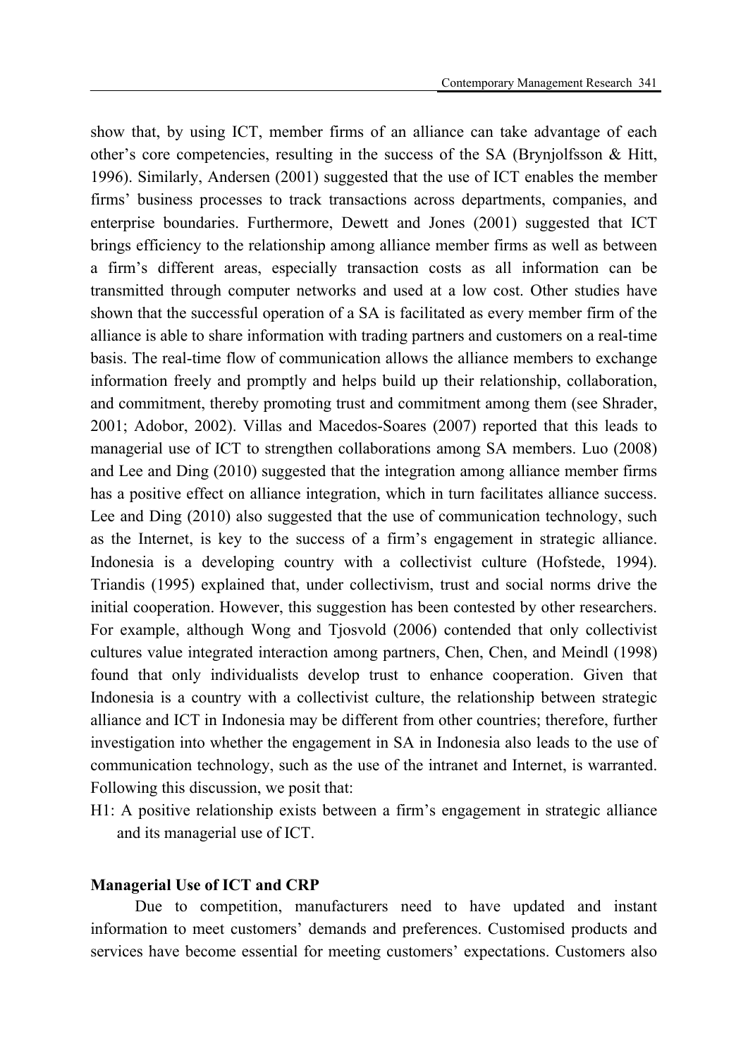show that, by using ICT, member firms of an alliance can take advantage of each other's core competencies, resulting in the success of the SA (Brynjolfsson & Hitt, 1996). Similarly, Andersen (2001) suggested that the use of ICT enables the member firms' business processes to track transactions across departments, companies, and enterprise boundaries. Furthermore, Dewett and Jones (2001) suggested that ICT brings efficiency to the relationship among alliance member firms as well as between a firm's different areas, especially transaction costs as all information can be transmitted through computer networks and used at a low cost. Other studies have shown that the successful operation of a SA is facilitated as every member firm of the alliance is able to share information with trading partners and customers on a real-time basis. The real-time flow of communication allows the alliance members to exchange information freely and promptly and helps build up their relationship, collaboration, and commitment, thereby promoting trust and commitment among them (see Shrader, 2001; Adobor, 2002). Villas and Macedos-Soares (2007) reported that this leads to managerial use of ICT to strengthen collaborations among SA members. Luo (2008) and Lee and Ding (2010) suggested that the integration among alliance member firms has a positive effect on alliance integration, which in turn facilitates alliance success. Lee and Ding (2010) also suggested that the use of communication technology, such as the Internet, is key to the success of a firm's engagement in strategic alliance. Indonesia is a developing country with a collectivist culture (Hofstede, 1994). Triandis (1995) explained that, under collectivism, trust and social norms drive the initial cooperation. However, this suggestion has been contested by other researchers. For example, although Wong and Tjosvold (2006) contended that only collectivist cultures value integrated interaction among partners, Chen, Chen, and Meindl (1998) found that only individualists develop trust to enhance cooperation. Given that Indonesia is a country with a collectivist culture, the relationship between strategic alliance and ICT in Indonesia may be different from other countries; therefore, further investigation into whether the engagement in SA in Indonesia also leads to the use of communication technology, such as the use of the intranet and Internet, is warranted. Following this discussion, we posit that:

H1: A positive relationship exists between a firm's engagement in strategic alliance and its managerial use of ICT.

**Managerial Use of ICT and CRP**

Due to competition, manufacturers need to have updated and instant information to meet customers' demands and preferences. Customised products and services have become essential for meeting customers' expectations. Customers also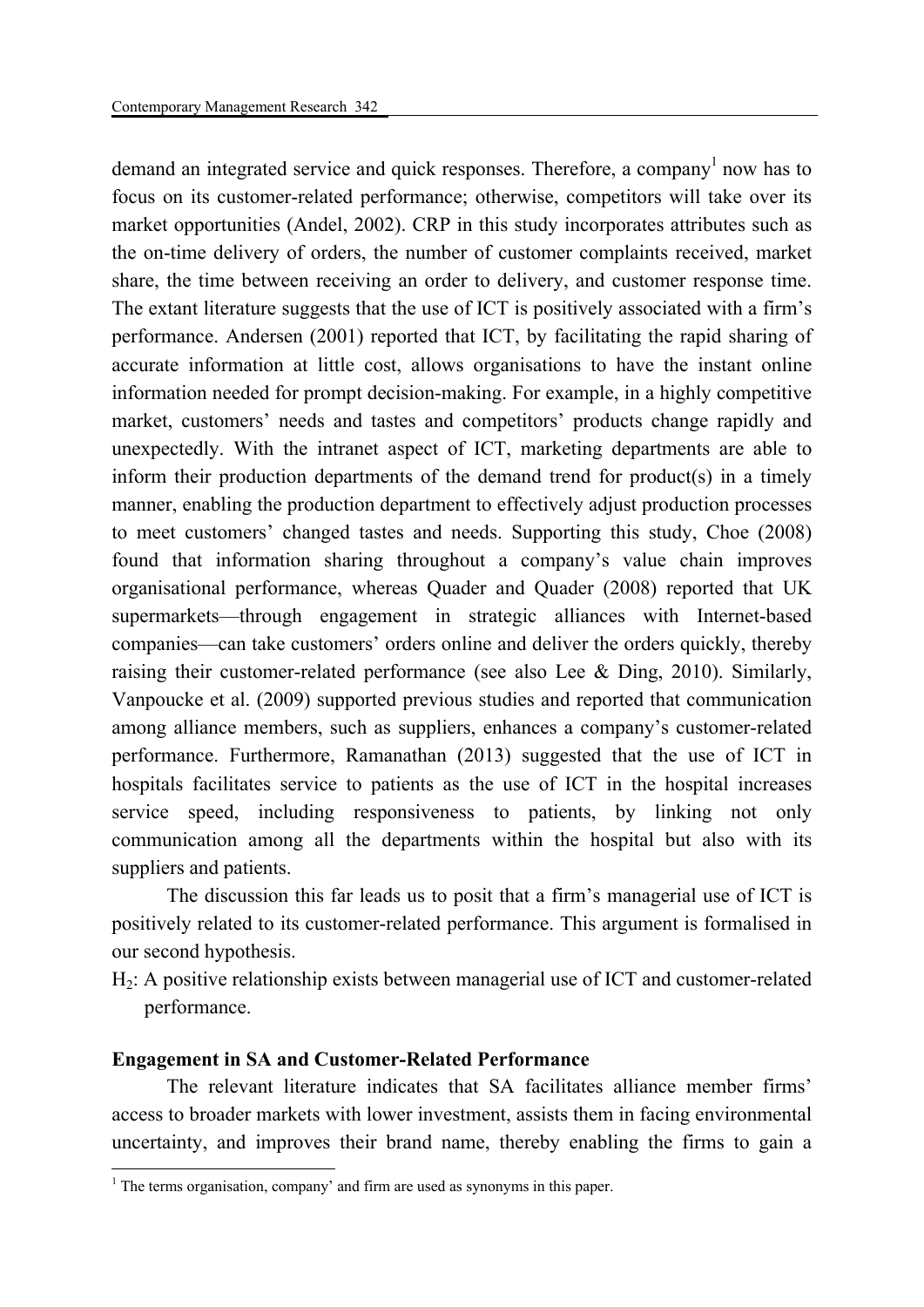demand an integrated service and quick responses. Therefore, a company[1] now has to focus on its customer-related performance; otherwise, competitors will take over its market opportunities (Andel, 2002). CRP in this study incorporates attributes such as the on-time delivery of orders, the number of customer complaints received, market share, the time between receiving an order to delivery, and customer response time. The extant literature suggests that the use of ICT is positively associated with a firm's performance. Andersen (2001) reported that ICT, by facilitating the rapid sharing of accurate information at little cost, allows organisations to have the instant online information needed for prompt decision-making. For example, in a highly competitive market, customers' needs and tastes and competitors' products change rapidly and unexpectedly. With the intranet aspect of ICT, marketing departments are able to inform their production departments of the demand trend for product(s) in a timely manner, enabling the production department to effectively adjust production processes to meet customers' changed tastes and needs. Supporting this study, Choe (2008) found that information sharing throughout a company's value chain improves organisational performance, whereas Quader and Quader (2008) reported that UK supermarkets—through engagement in strategic alliances with Internet-based companies—can take customers' orders online and deliver the orders quickly, thereby raising their customer-related performance (see also Lee & Ding, 2010). Similarly, Vanpoucke et al. (2009) supported previous studies and reported that communication among alliance members, such as suppliers, enhances a company's customer-related performance. Furthermore, Ramanathan (2013) suggested that the use of ICT in hospitals facilitates service to patients as the use of ICT in the hospital increases service speed, including responsiveness to patients, by linking not only communication among all the departments within the hospital but also with its suppliers and patients.

The discussion this far leads us to posit that a firm's managerial use of ICT is positively related to its customer-related performance. This argument is formalised in our second hypothesis.

$H_2$: A positive relationship exists between managerial use of ICT and customer-related performance.

**Engagement in SA and Customer-Related Performance**

The relevant literature indicates that SA facilitates alliance member firms' access to broader markets with lower investment, assists them in facing environmental uncertainty, and improves their brand name, thereby enabling the firms to gain a

[1] The terms organisation, company' and firm are used as synonyms in this paper.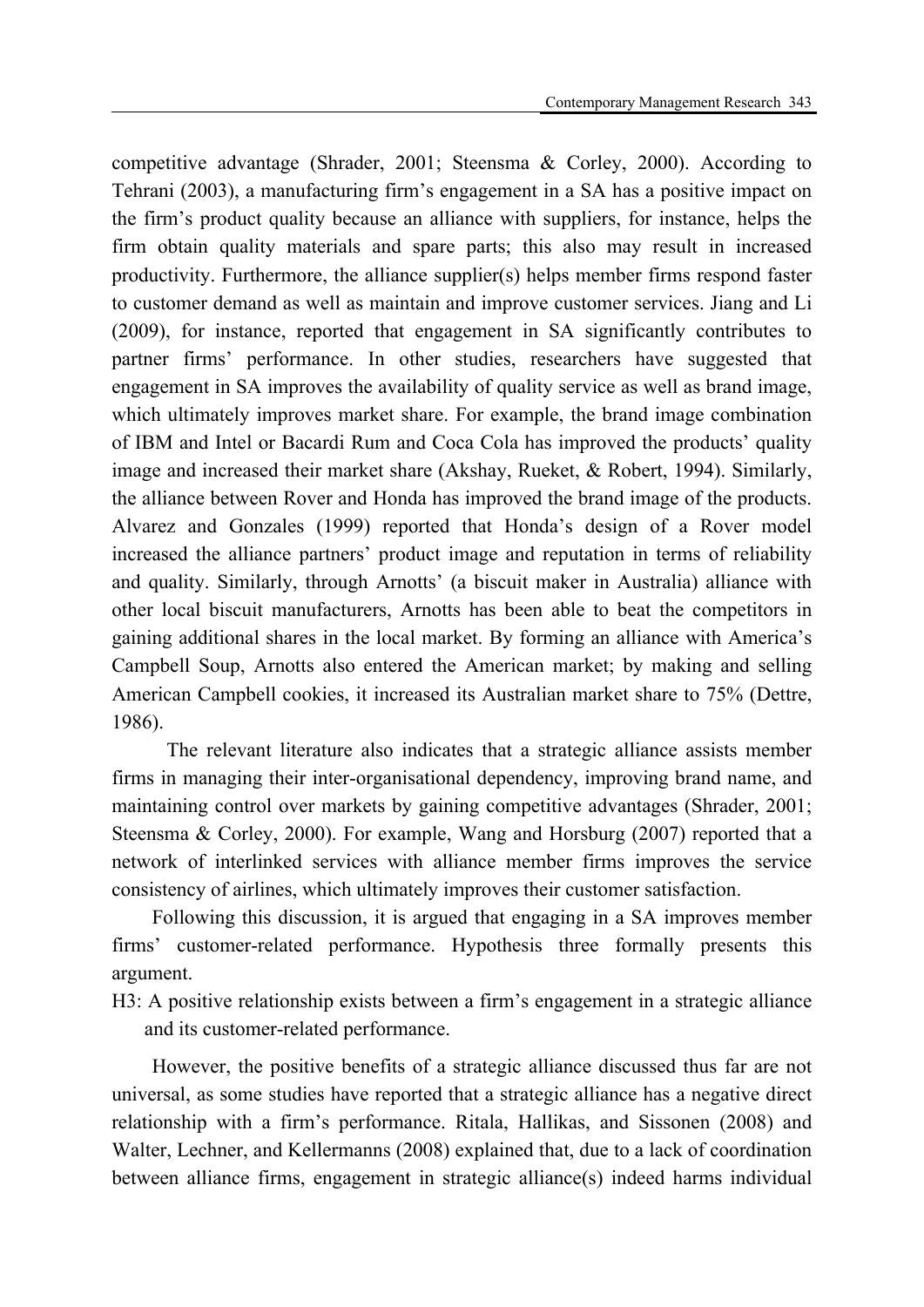competitive advantage (Shrader, 2001; Steensma & Corley, 2000). According to Tehrani (2003), a manufacturing firm's engagement in a SA has a positive impact on the firm's product quality because an alliance with suppliers, for instance, helps the firm obtain quality materials and spare parts; this also may result in increased productivity. Furthermore, the alliance supplier(s) helps member firms respond faster to customer demand as well as maintain and improve customer services. Jiang and Li (2009), for instance, reported that engagement in SA significantly contributes to partner firms' performance. In other studies, researchers have suggested that engagement in SA improves the availability of quality service as well as brand image, which ultimately improves market share. For example, the brand image combination of IBM and Intel or Bacardi Rum and Coca Cola has improved the products' quality image and increased their market share (Akshay, Rueket, & Robert, 1994). Similarly, the alliance between Rover and Honda has improved the brand image of the products. Alvarez and Gonzales (1999) reported that Honda's design of a Rover model increased the alliance partners' product image and reputation in terms of reliability and quality. Similarly, through Arnotts' (a biscuit maker in Australia) alliance with other local biscuit manufacturers, Arnotts has been able to beat the competitors in gaining additional shares in the local market. By forming an alliance with America's Campbell Soup, Arnotts also entered the American market; by making and selling American Campbell cookies, it increased its Australian market share to 75% (Dettre, 1986).

The relevant literature also indicates that a strategic alliance assists member firms in managing their inter-organisational dependency, improving brand name, and maintaining control over markets by gaining competitive advantages (Shrader, 2001; Steensma & Corley, 2000). For example, Wang and Horsburg (2007) reported that a network of interlinked services with alliance member firms improves the service consistency of airlines, which ultimately improves their customer satisfaction.

Following this discussion, it is argued that engaging in a SA improves member firms' customer-related performance. Hypothesis three formally presents this argument.

H3: A positive relationship exists between a firm's engagement in a strategic alliance and its customer-related performance.

However, the positive benefits of a strategic alliance discussed thus far are not universal, as some studies have reported that a strategic alliance has a negative direct relationship with a firm's performance. Ritala, Hallikas, and Sissonen (2008) and Walter, Lechner, and Kellermanns (2008) explained that, due to a lack of coordination between alliance firms, engagement in strategic alliance(s) indeed harms individual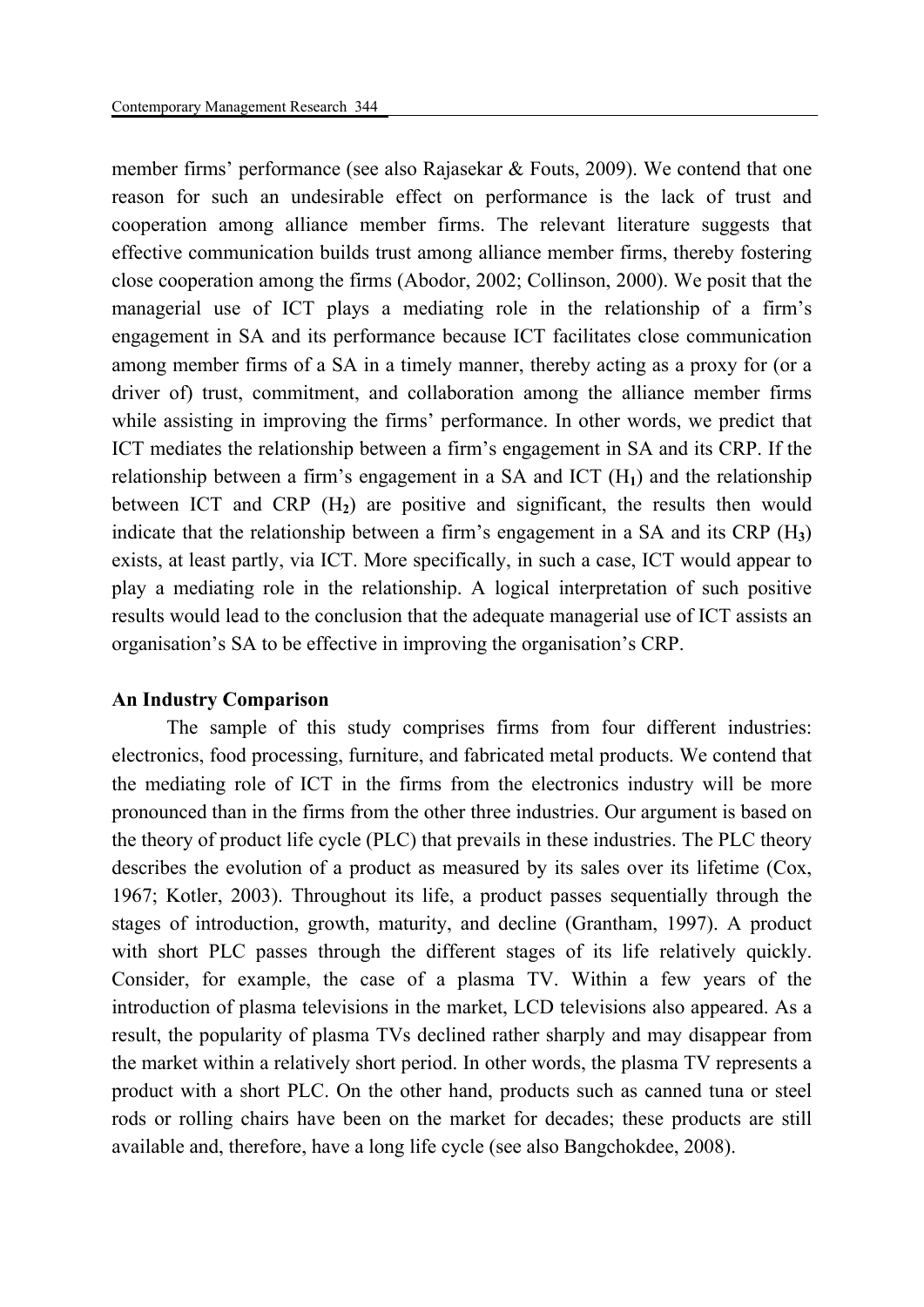member firms' performance (see also Rajasekar & Fouts, 2009). We contend that one reason for such an undesirable effect on performance is the lack of trust and cooperation among alliance member firms. The relevant literature suggests that effective communication builds trust among alliance member firms, thereby fostering close cooperation among the firms (Abodor, 2002; Collinson, 2000). We posit that the managerial use of ICT plays a mediating role in the relationship of a firm's engagement in SA and its performance because ICT facilitates close communication among member firms of a SA in a timely manner, thereby acting as a proxy for (or a driver of) trust, commitment, and collaboration among the alliance member firms while assisting in improving the firms' performance. In other words, we predict that ICT mediates the relationship between a firm's engagement in SA and its CRP. If the relationship between a firm's engagement in a SA and ICT ($H_1$) and the relationship between ICT and CRP ($H_2$) are positive and significant, the results then would indicate that the relationship between a firm's engagement in a SA and its CRP ($H_3$) exists, at least partly, via ICT. More specifically, in such a case, ICT would appear to play a mediating role in the relationship. A logical interpretation of such positive results would lead to the conclusion that the adequate managerial use of ICT assists an organisation's SA to be effective in improving the organisation's CRP.

**An Industry Comparison**

The sample of this study comprises firms from four different industries: electronics, food processing, furniture, and fabricated metal products. We contend that the mediating role of ICT in the firms from the electronics industry will be more pronounced than in the firms from the other three industries. Our argument is based on the theory of product life cycle (PLC) that prevails in these industries. The PLC theory describes the evolution of a product as measured by its sales over its lifetime (Cox, 1967; Kotler, 2003). Throughout its life, a product passes sequentially through the stages of introduction, growth, maturity, and decline (Grantham, 1997). A product with short PLC passes through the different stages of its life relatively quickly. Consider, for example, the case of a plasma TV. Within a few years of the introduction of plasma televisions in the market, LCD televisions also appeared. As a result, the popularity of plasma TVs declined rather sharply and may disappear from the market within a relatively short period. In other words, the plasma TV represents a product with a short PLC. On the other hand, products such as canned tuna or steel rods or rolling chairs have been on the market for decades; these products are still available and, therefore, have a long life cycle (see also Bangchokdee, 2008).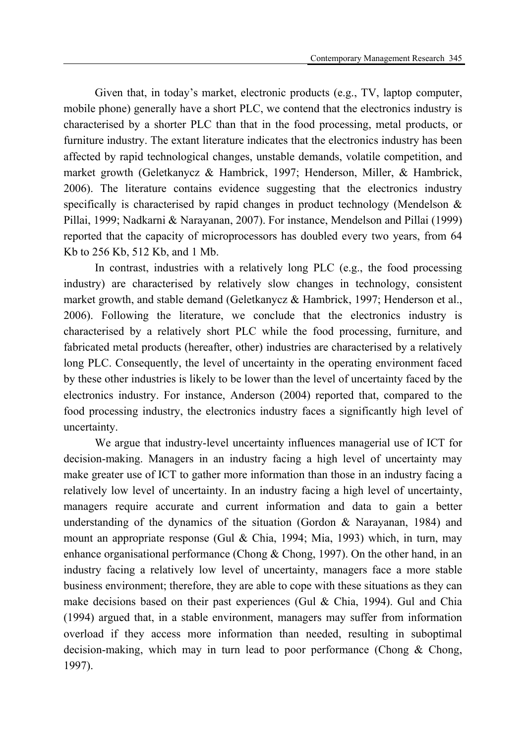Given that, in today's market, electronic products (e.g., TV, laptop computer, mobile phone) generally have a short PLC, we contend that the electronics industry is characterised by a shorter PLC than that in the food processing, metal products, or furniture industry. The extant literature indicates that the electronics industry has been affected by rapid technological changes, unstable demands, volatile competition, and market growth (Geletkanycz & Hambrick, 1997; Henderson, Miller, & Hambrick, 2006). The literature contains evidence suggesting that the electronics industry specifically is characterised by rapid changes in product technology (Mendelson & Pillai, 1999; Nadkarni & Narayanan, 2007). For instance, Mendelson and Pillai (1999) reported that the capacity of microprocessors has doubled every two years, from 64 Kb to 256 Kb, 512 Kb, and 1 Mb.

In contrast, industries with a relatively long PLC (e.g., the food processing industry) are characterised by relatively slow changes in technology, consistent market growth, and stable demand (Geletkanycz & Hambrick, 1997; Henderson et al., 2006). Following the literature, we conclude that the electronics industry is characterised by a relatively short PLC while the food processing, furniture, and fabricated metal products (hereafter, other) industries are characterised by a relatively long PLC. Consequently, the level of uncertainty in the operating environment faced by these other industries is likely to be lower than the level of uncertainty faced by the electronics industry. For instance, Anderson (2004) reported that, compared to the food processing industry, the electronics industry faces a significantly high level of uncertainty.

We argue that industry-level uncertainty influences managerial use of ICT for decision-making. Managers in an industry facing a high level of uncertainty may make greater use of ICT to gather more information than those in an industry facing a relatively low level of uncertainty. In an industry facing a high level of uncertainty, managers require accurate and current information and data to gain a better understanding of the dynamics of the situation (Gordon & Narayanan, 1984) and mount an appropriate response (Gul & Chia, 1994; Mia, 1993) which, in turn, may enhance organisational performance (Chong & Chong, 1997). On the other hand, in an industry facing a relatively low level of uncertainty, managers face a more stable business environment; therefore, they are able to cope with these situations as they can make decisions based on their past experiences (Gul & Chia, 1994). Gul and Chia (1994) argued that, in a stable environment, managers may suffer from information overload if they access more information than needed, resulting in suboptimal decision-making, which may in turn lead to poor performance (Chong & Chong, 1997).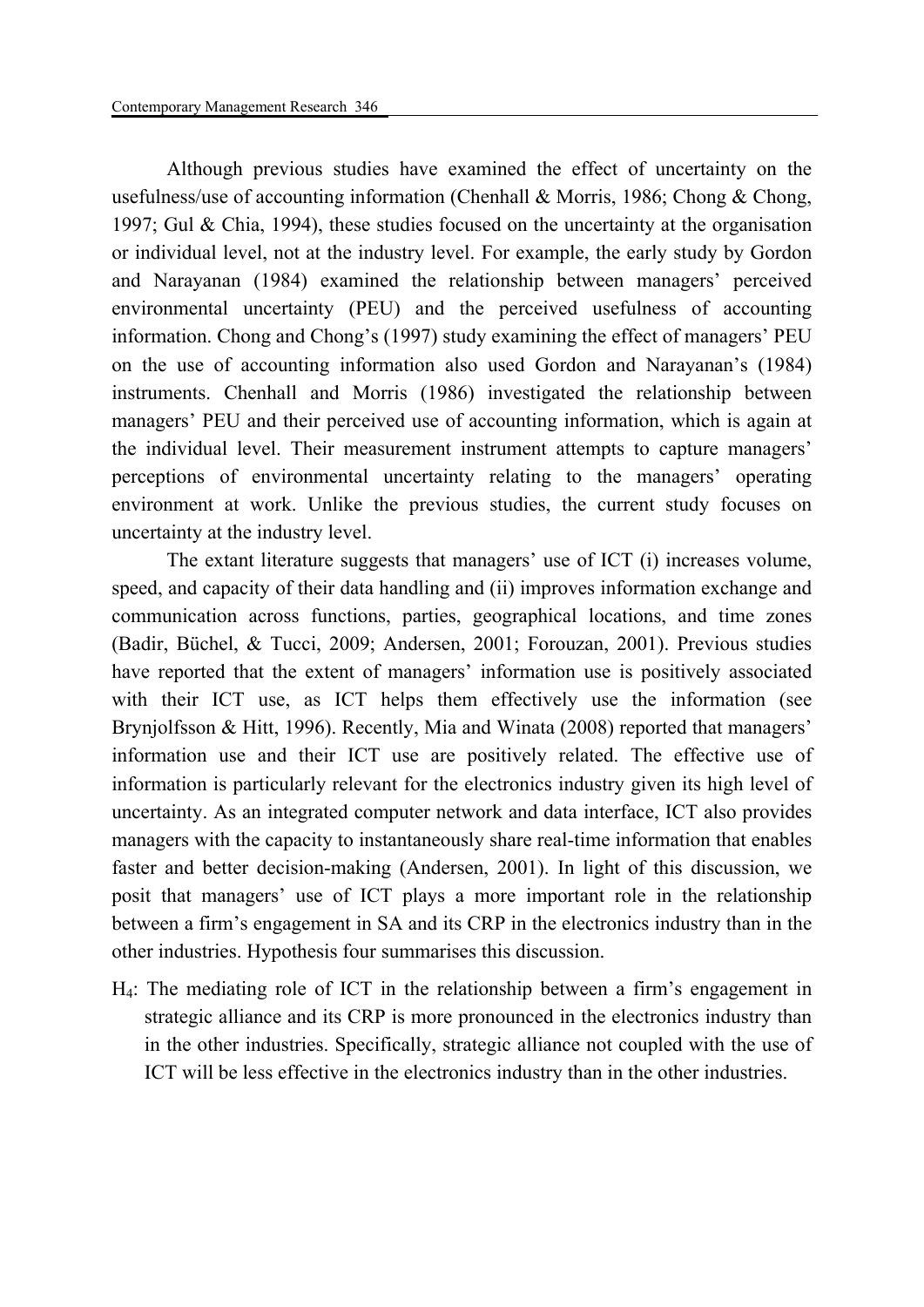Although previous studies have examined the effect of uncertainty on the usefulness/use of accounting information (Chenhall & Morris, 1986; Chong & Chong, 1997; Gul & Chia, 1994), these studies focused on the uncertainty at the organisation or individual level, not at the industry level. For example, the early study by Gordon and Narayanan (1984) examined the relationship between managers' perceived environmental uncertainty (PEU) and the perceived usefulness of accounting information. Chong and Chong's (1997) study examining the effect of managers' PEU on the use of accounting information also used Gordon and Narayanan's (1984) instruments. Chenhall and Morris (1986) investigated the relationship between managers' PEU and their perceived use of accounting information, which is again at the individual level. Their measurement instrument attempts to capture managers' perceptions of environmental uncertainty relating to the managers' operating environment at work. Unlike the previous studies, the current study focuses on uncertainty at the industry level.

The extant literature suggests that managers' use of ICT (i) increases volume, speed, and capacity of their data handling and (ii) improves information exchange and communication across functions, parties, geographical locations, and time zones (Badir, Büchel, & Tucci, 2009; Andersen, 2001; Forouzan, 2001). Previous studies have reported that the extent of managers' information use is positively associated with their ICT use, as ICT helps them effectively use the information (see Brynjolfsson & Hitt, 1996). Recently, Mia and Winata (2008) reported that managers' information use and their ICT use are positively related. The effective use of information is particularly relevant for the electronics industry given its high level of uncertainty. As an integrated computer network and data interface, ICT also provides managers with the capacity to instantaneously share real-time information that enables faster and better decision-making (Andersen, 2001). In light of this discussion, we posit that managers' use of ICT plays a more important role in the relationship between a firm's engagement in SA and its CRP in the electronics industry than in the other industries. Hypothesis four summarises this discussion.

$H_4$: The mediating role of ICT in the relationship between a firm's engagement in strategic alliance and its CRP is more pronounced in the electronics industry than in the other industries. Specifically, strategic alliance not coupled with the use of ICT will be less effective in the electronics industry than in the other industries.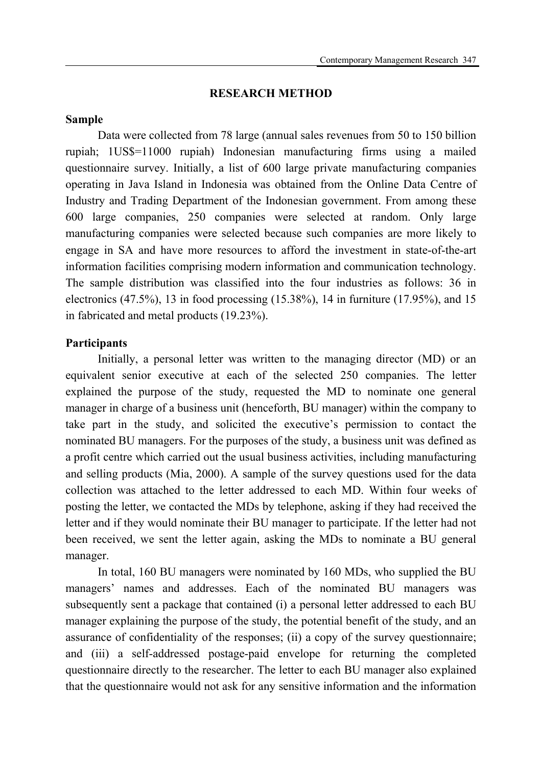## RESEARCH METHOD

### Sample

Data were collected from 78 large (annual sales revenues from 50 to 150 billion rupiah; 1US$=11000 rupiah) Indonesian manufacturing firms using a mailed questionnaire survey. Initially, a list of 600 large private manufacturing companies operating in Java Island in Indonesia was obtained from the Online Data Centre of Industry and Trading Department of the Indonesian government. From among these 600 large companies, 250 companies were selected at random. Only large manufacturing companies were selected because such companies are more likely to engage in SA and have more resources to afford the investment in state-of-the-art information facilities comprising modern information and communication technology. The sample distribution was classified into the four industries as follows: 36 in electronics (47.5%), 13 in food processing (15.38%), 14 in furniture (17.95%), and 15 in fabricated and metal products (19.23%).

### Participants

Initially, a personal letter was written to the managing director (MD) or an equivalent senior executive at each of the selected 250 companies. The letter explained the purpose of the study, requested the MD to nominate one general manager in charge of a business unit (henceforth, BU manager) within the company to take part in the study, and solicited the executive's permission to contact the nominated BU managers. For the purposes of the study, a business unit was defined as a profit centre which carried out the usual business activities, including manufacturing and selling products (Mia, 2000). A sample of the survey questions used for the data collection was attached to the letter addressed to each MD. Within four weeks of posting the letter, we contacted the MDs by telephone, asking if they had received the letter and if they would nominate their BU manager to participate. If the letter had not been received, we sent the letter again, asking the MDs to nominate a BU general manager.

In total, 160 BU managers were nominated by 160 MDs, who supplied the BU managers' names and addresses. Each of the nominated BU managers was subsequently sent a package that contained (i) a personal letter addressed to each BU manager explaining the purpose of the study, the potential benefit of the study, and an assurance of confidentiality of the responses; (ii) a copy of the survey questionnaire; and (iii) a self-addressed postage-paid envelope for returning the completed questionnaire directly to the researcher. The letter to each BU manager also explained that the questionnaire would not ask for any sensitive information and the information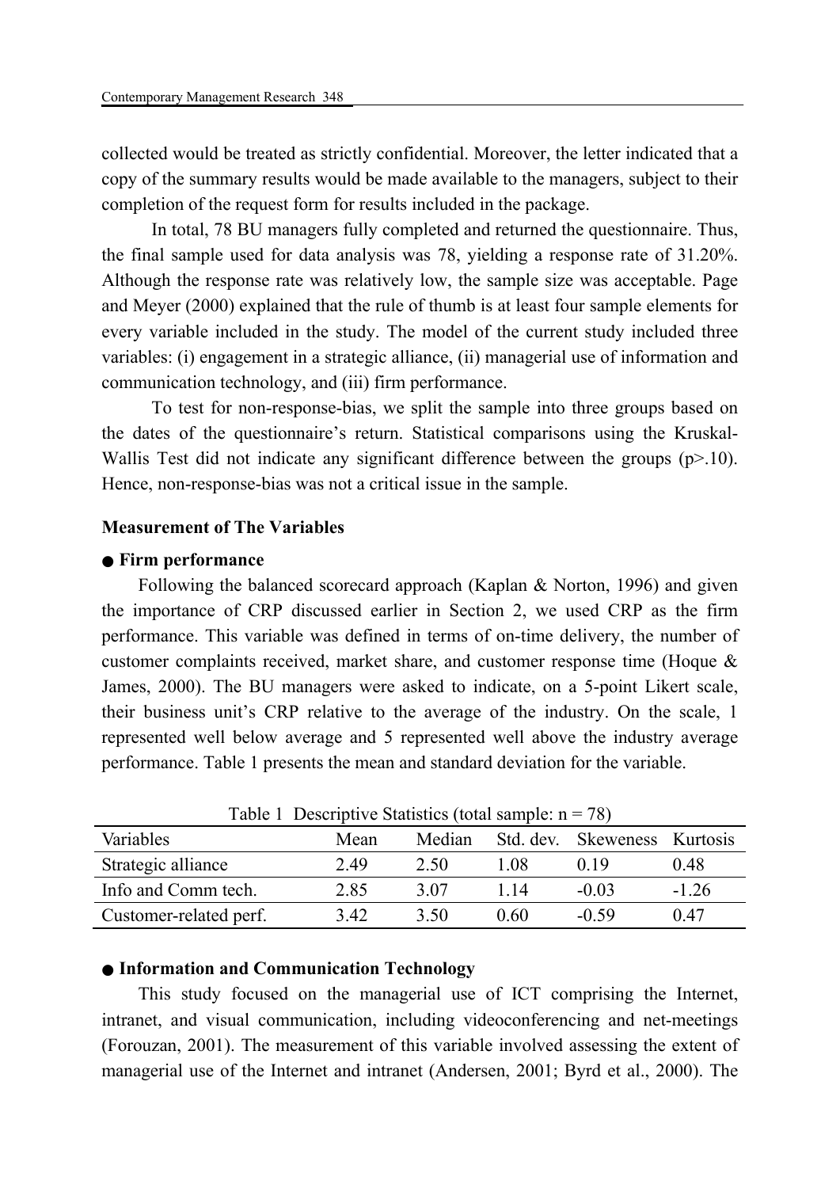collected would be treated as strictly confidential. Moreover, the letter indicated that a copy of the summary results would be made available to the managers, subject to their completion of the request form for results included in the package.

In total, 78 BU managers fully completed and returned the questionnaire. Thus, the final sample used for data analysis was 78, yielding a response rate of 31.20%. Although the response rate was relatively low, the sample size was acceptable. Page and Meyer (2000) explained that the rule of thumb is at least four sample elements for every variable included in the study. The model of the current study included three variables: (i) engagement in a strategic alliance, (ii) managerial use of information and communication technology, and (iii) firm performance.

To test for non-response-bias, we split the sample into three groups based on the dates of the questionnaire's return. Statistical comparisons using the Kruskal-Wallis Test did not indicate any significant difference between the groups ($p > .10$). Hence, non-response-bias was not a critical issue in the sample.

### Measurement of The Variables

● **Firm performance**

Following the balanced scorecard approach (Kaplan & Norton, 1996) and given the importance of CRP discussed earlier in Section 2, we used CRP as the firm performance. This variable was defined in terms of on-time delivery, the number of customer complaints received, market share, and customer response time (Hoque & James, 2000). The BU managers were asked to indicate, on a 5-point Likert scale, their business unit's CRP relative to the average of the industry. On the scale, 1 represented well below average and 5 represented well above the industry average performance. Table 1 presents the mean and standard deviation for the variable.

Table 1 Descriptive Statistics (total sample: n = 78)

| Variables | Mean | Median | Std. dev. | Skeweness | Kurtosis |
|---|---|---|---|---|---|
| Strategic alliance | 2.49 | 2.50 | 1.08 | 0.19 | 0.48 |
| Info and Comm tech. | 2.85 | 3.07 | 1.14 | -0.03 | -1.26 |
| Customer-related perf. | 3.42 | 3.50 | 0.60 | -0.59 | 0.47 |

● **Information and Communication Technology**

This study focused on the managerial use of ICT comprising the Internet, intranet, and visual communication, including videoconferencing and net-meetings (Forouzan, 2001). The measurement of this variable involved assessing the extent of managerial use of the Internet and intranet (Andersen, 2001; Byrd et al., 2000). The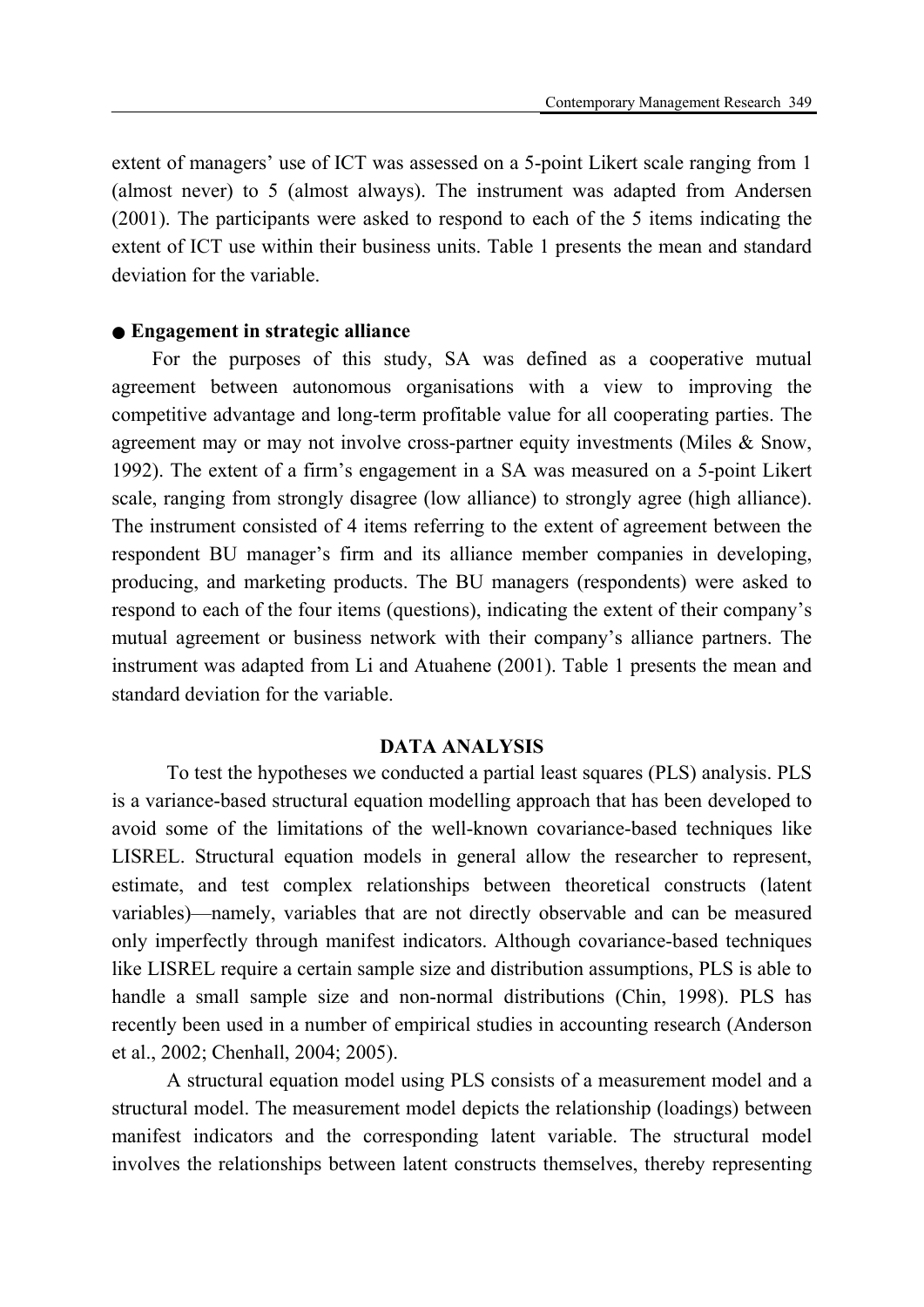extent of managers' use of ICT was assessed on a 5-point Likert scale ranging from 1 (almost never) to 5 (almost always). The instrument was adapted from Andersen (2001). The participants were asked to respond to each of the 5 items indicating the extent of ICT use within their business units. Table 1 presents the mean and standard deviation for the variable.

● **Engagement in strategic alliance**

For the purposes of this study, SA was defined as a cooperative mutual agreement between autonomous organisations with a view to improving the competitive advantage and long-term profitable value for all cooperating parties. The agreement may or may not involve cross-partner equity investments (Miles & Snow, 1992). The extent of a firm's engagement in a SA was measured on a 5-point Likert scale, ranging from strongly disagree (low alliance) to strongly agree (high alliance). The instrument consisted of 4 items referring to the extent of agreement between the respondent BU manager's firm and its alliance member companies in developing, producing, and marketing products. The BU managers (respondents) were asked to respond to each of the four items (questions), indicating the extent of their company's mutual agreement or business network with their company's alliance partners. The instrument was adapted from Li and Atuahene (2001). Table 1 presents the mean and standard deviation for the variable.

## DATA ANALYSIS

To test the hypotheses we conducted a partial least squares (PLS) analysis. PLS is a variance-based structural equation modelling approach that has been developed to avoid some of the limitations of the well-known covariance-based techniques like LISREL. Structural equation models in general allow the researcher to represent, estimate, and test complex relationships between theoretical constructs (latent variables)—namely, variables that are not directly observable and can be measured only imperfectly through manifest indicators. Although covariance-based techniques like LISREL require a certain sample size and distribution assumptions, PLS is able to handle a small sample size and non-normal distributions (Chin, 1998). PLS has recently been used in a number of empirical studies in accounting research (Anderson et al., 2002; Chenhall, 2004; 2005).

A structural equation model using PLS consists of a measurement model and a structural model. The measurement model depicts the relationship (loadings) between manifest indicators and the corresponding latent variable. The structural model involves the relationships between latent constructs themselves, thereby representing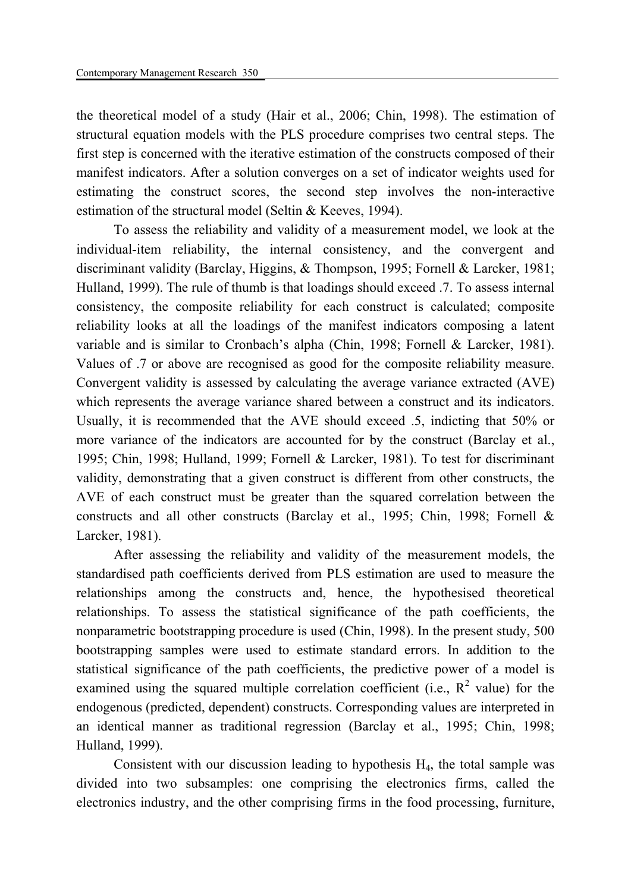the theoretical model of a study (Hair et al., 2006; Chin, 1998). The estimation of structural equation models with the PLS procedure comprises two central steps. The first step is concerned with the iterative estimation of the constructs composed of their manifest indicators. After a solution converges on a set of indicator weights used for estimating the construct scores, the second step involves the non-interactive estimation of the structural model (Seltin & Keeves, 1994).

To assess the reliability and validity of a measurement model, we look at the individual-item reliability, the internal consistency, and the convergent and discriminant validity (Barclay, Higgins, & Thompson, 1995; Fornell & Larcker, 1981; Hulland, 1999). The rule of thumb is that loadings should exceed .7. To assess internal consistency, the composite reliability for each construct is calculated; composite reliability looks at all the loadings of the manifest indicators composing a latent variable and is similar to Cronbach's alpha (Chin, 1998; Fornell & Larcker, 1981). Values of .7 or above are recognised as good for the composite reliability measure. Convergent validity is assessed by calculating the average variance extracted (AVE) which represents the average variance shared between a construct and its indicators. Usually, it is recommended that the AVE should exceed .5, indicting that 50% or more variance of the indicators are accounted for by the construct (Barclay et al., 1995; Chin, 1998; Hulland, 1999; Fornell & Larcker, 1981). To test for discriminant validity, demonstrating that a given construct is different from other constructs, the AVE of each construct must be greater than the squared correlation between the constructs and all other constructs (Barclay et al., 1995; Chin, 1998; Fornell & Larcker, 1981).

After assessing the reliability and validity of the measurement models, the standardised path coefficients derived from PLS estimation are used to measure the relationships among the constructs and, hence, the hypothesised theoretical relationships. To assess the statistical significance of the path coefficients, the nonparametric bootstrapping procedure is used (Chin, 1998). In the present study, 500 bootstrapping samples were used to estimate standard errors. In addition to the statistical significance of the path coefficients, the predictive power of a model is examined using the squared multiple correlation coefficient (i.e., $R^2$ value) for the endogenous (predicted, dependent) constructs. Corresponding values are interpreted in an identical manner as traditional regression (Barclay et al., 1995; Chin, 1998; Hulland, 1999).

Consistent with our discussion leading to hypothesis $H_4$, the total sample was divided into two subsamples: one comprising the electronics firms, called the electronics industry, and the other comprising firms in the food processing, furniture,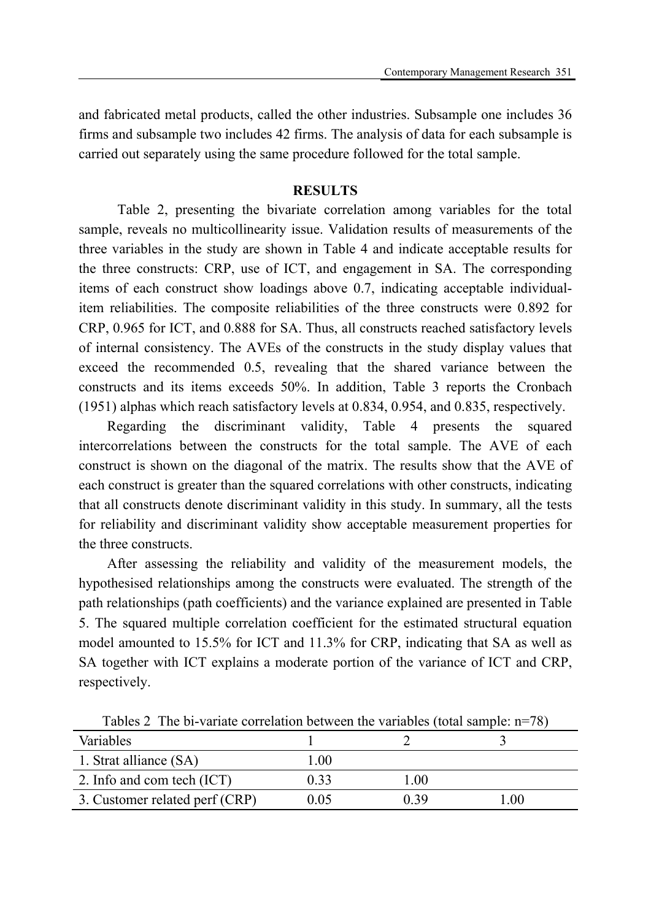and fabricated metal products, called the other industries. Subsample one includes 36 firms and subsample two includes 42 firms. The analysis of data for each subsample is carried out separately using the same procedure followed for the total sample.

## RESULTS

Table 2, presenting the bivariate correlation among variables for the total sample, reveals no multicollinearity issue. Validation results of measurements of the three variables in the study are shown in Table 4 and indicate acceptable results for the three constructs: CRP, use of ICT, and engagement in SA. The corresponding items of each construct show loadings above 0.7, indicating acceptable individual-item reliabilities. The composite reliabilities of the three constructs were 0.892 for CRP, 0.965 for ICT, and 0.888 for SA. Thus, all constructs reached satisfactory levels of internal consistency. The AVEs of the constructs in the study display values that exceed the recommended 0.5, revealing that the shared variance between the constructs and its items exceeds 50%. In addition, Table 3 reports the Cronbach (1951) alphas which reach satisfactory levels at 0.834, 0.954, and 0.835, respectively.

Regarding the discriminant validity, Table 4 presents the squared intercorrelations between the constructs for the total sample. The AVE of each construct is shown on the diagonal of the matrix. The results show that the AVE of each construct is greater than the squared correlations with other constructs, indicating that all constructs denote discriminant validity in this study. In summary, all the tests for reliability and discriminant validity show acceptable measurement properties for the three constructs.

After assessing the reliability and validity of the measurement models, the hypothesised relationships among the constructs were evaluated. The strength of the path relationships (path coefficients) and the variance explained are presented in Table 5. The squared multiple correlation coefficient for the estimated structural equation model amounted to 15.5% for ICT and 11.3% for CRP, indicating that SA as well as SA together with ICT explains a moderate portion of the variance of ICT and CRP, respectively.

Tables 2 The bi-variate correlation between the variables (total sample: n=78)

| Variables | 1 | 2 | 3 |
|---|---|---|---|
| 1. Strat alliance (SA) | 1.00 | | |
| 2. Info and com tech (ICT) | 0.33 | 1.00 | |
| 3. Customer related perf (CRP) | 0.05 | 0.39 | 1.00 |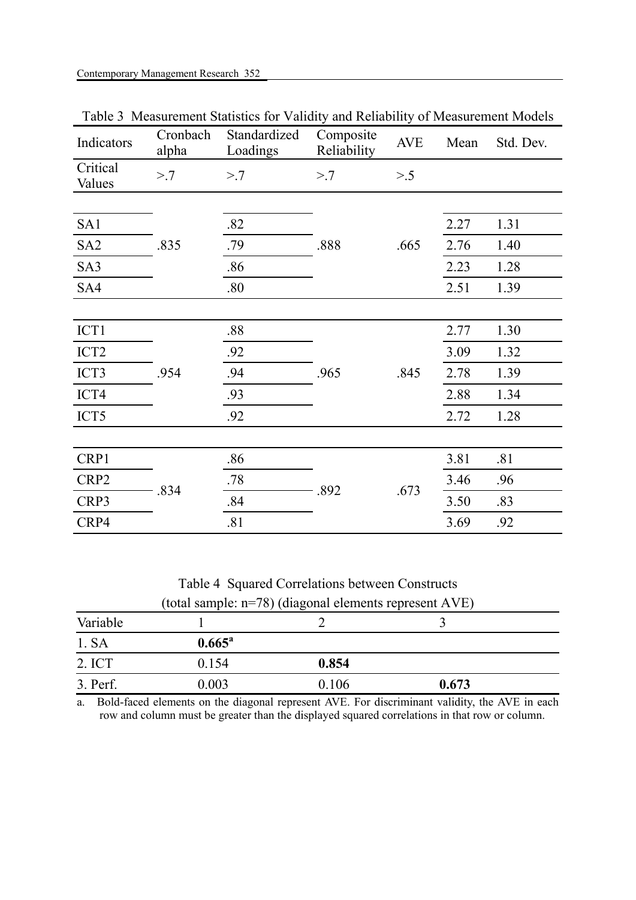Table 3 Measurement Statistics for Validity and Reliability of Measurement Models

| Indicators | Cronbach alpha | Standardized Loadings | Composite Reliability | AVE | Mean | Std. Dev. |
|---|---|---|---|---|---|---|
| Critical Values | >.7 | >.7 | >.7 | >.5 | | |
| SA1 | .835 | .82 | .888 | .665 | 2.27 | 1.31 |
| SA2 | | .79 | | | 2.76 | 1.40 |
| SA3 | | .86 | | | 2.23 | 1.28 |
| SA4 | | .80 | | | 2.51 | 1.39 |
| ICT1 | .954 | .88 | .965 | .845 | 2.77 | 1.30 |
| ICT2 | | .92 | | | 3.09 | 1.32 |
| ICT3 | | .94 | | | 2.78 | 1.39 |
| ICT4 | | .93 | | | 2.88 | 1.34 |
| ICT5 | | .92 | | | 2.72 | 1.28 |
| CRP1 | .834 | .86 | .892 | .673 | 3.81 | .81 |
| CRP2 | | .78 | | | 3.46 | .96 |
| CRP3 | | .84 | | | 3.50 | .83 |
| CRP4 | | .81 | | | 3.69 | .92 |

Table 4 Squared Correlations between Constructs
(total sample: n=78) (diagonal elements represent AVE)

| Variable | 1 | 2 | 3 |
|---|---|---|---|
| 1. SA | **0.665**[a] | | |
| 2. ICT | 0.154 | **0.854** | |
| 3. Perf. | 0.003 | 0.106 | **0.673** |

a. Bold-faced elements on the diagonal represent AVE. For discriminant validity, the AVE in each row and column must be greater than the displayed squared correlations in that row or column.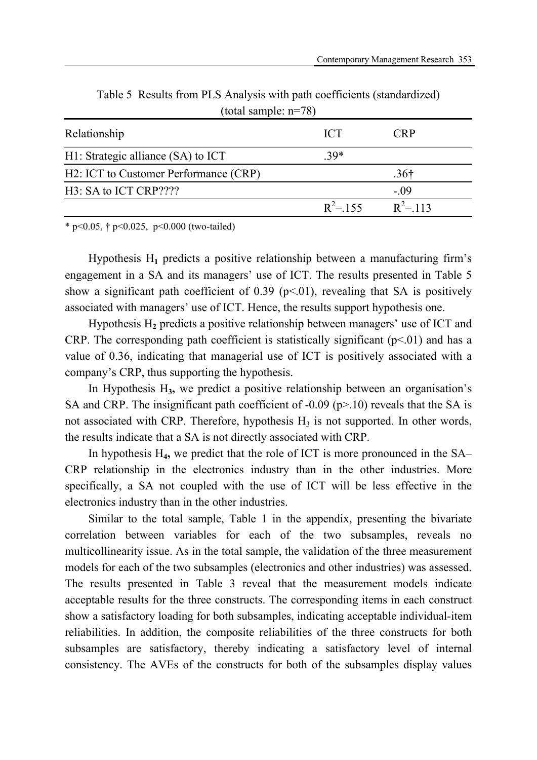Table 5 Results from PLS Analysis with path coefficients (standardized) (total sample: n=78)

| Relationship | ICT | CRP |
|---|---|---|
| H1: Strategic alliance (SA) to ICT | .39* | |
| H2: ICT to Customer Performance (CRP) | | .36† |
| H3: SA to ICT CRP???? | | -.09 |
| | $R^2$=.155 | $R^2$=.113 |

* p<0.05, † p<0.025, p<0.000 (two-tailed)

Hypothesis $H_1$ predicts a positive relationship between a manufacturing firm's engagement in a SA and its managers' use of ICT. The results presented in Table 5 show a significant path coefficient of 0.39 ($p<.01$), revealing that SA is positively associated with managers' use of ICT. Hence, the results support hypothesis one.

Hypothesis $H_2$ predicts a positive relationship between managers' use of ICT and CRP. The corresponding path coefficient is statistically significant ($p<.01$) and has a value of 0.36, indicating that managerial use of ICT is positively associated with a company's CRP, thus supporting the hypothesis.

In Hypothesis $H_3$, we predict a positive relationship between an organisation's SA and CRP. The insignificant path coefficient of -0.09 ($p>.10$) reveals that the SA is not associated with CRP. Therefore, hypothesis $H_3$ is not supported. In other words, the results indicate that a SA is not directly associated with CRP.

In hypothesis $H_4$, we predict that the role of ICT is more pronounced in the SA–CRP relationship in the electronics industry than in the other industries. More specifically, a SA not coupled with the use of ICT will be less effective in the electronics industry than in the other industries.

Similar to the total sample, Table 1 in the appendix, presenting the bivariate correlation between variables for each of the two subsamples, reveals no multicollinearity issue. As in the total sample, the validation of the three measurement models for each of the two subsamples (electronics and other industries) was assessed. The results presented in Table 3 reveal that the measurement models indicate acceptable results for the three constructs. The corresponding items in each construct show a satisfactory loading for both subsamples, indicating acceptable individual-item reliabilities. In addition, the composite reliabilities of the three constructs for both subsamples are satisfactory, thereby indicating a satisfactory level of internal consistency. The AVEs of the constructs for both of the subsamples display values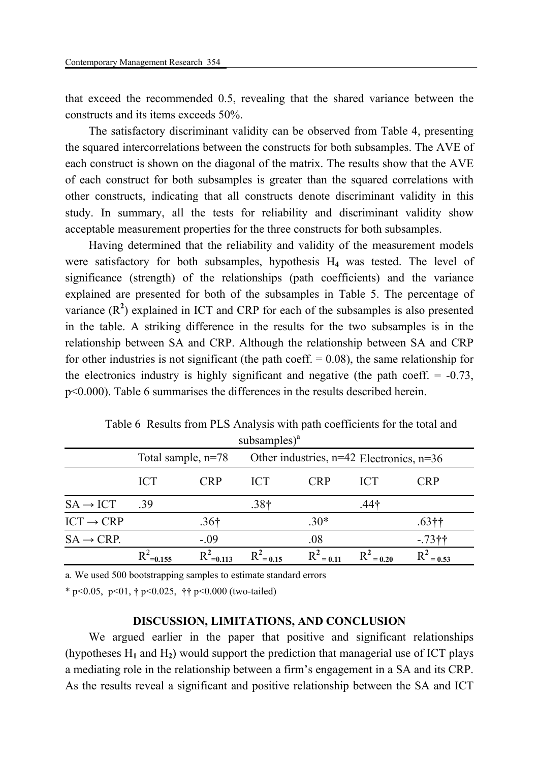that exceed the recommended 0.5, revealing that the shared variance between the constructs and its items exceeds 50%.

The satisfactory discriminant validity can be observed from Table 4, presenting the squared intercorrelations between the constructs for both subsamples. The AVE of each construct is shown on the diagonal of the matrix. The results show that the AVE of each construct for both subsamples is greater than the squared correlations with other constructs, indicating that all constructs denote discriminant validity in this study. In summary, all the tests for reliability and discriminant validity show acceptable measurement properties for the three constructs for both subsamples.

Having determined that the reliability and validity of the measurement models were satisfactory for both subsamples, hypothesis **H$_4$** was tested. The level of significance (strength) of the relationships (path coefficients) and the variance explained are presented for both of the subsamples in Table 5. The percentage of variance ($R^2$) explained in ICT and CRP for each of the subsamples is also presented in the table. A striking difference in the results for the two subsamples is in the relationship between SA and CRP. Although the relationship between SA and CRP for other industries is not significant (the path coeff. = 0.08), the same relationship for the electronics industry is highly significant and negative (the path coeff. = -0.73, p<0.000). Table 6 summarises the differences in the results described herein.

Table 6 Results from PLS Analysis with path coefficients for the total and subsamples)[a]

| | Total sample, n=78 | | Other industries, n=42 | | Electronics, n=36 | |
|---|---|---|---|---|---|---|
| | ICT | CRP | ICT | CRP | ICT | CRP |
| SA → ICT | .39 | | .38† | | .44† | |
| ICT → CRP | | .36† | | .30* | | .63†† |
| SA → CRP. | | -.09 | | .08 | | -.73†† |
| | $R^2$=0.155 | $R^2$=0.113 | $R^2$ = 0.15 | $R^2$ = 0.11 | $R^2$ = 0.20 | $R^2$ = 0.53 |

a. We used 500 bootstrapping samples to estimate standard errors

\* p<0.05, p<01, † p<0.025, †† p<0.000 (two-tailed)

## DISCUSSION, LIMITATIONS, AND CONCLUSION

We argued earlier in the paper that positive and significant relationships (hypotheses H$_1$ and H$_2$) would support the prediction that managerial use of ICT plays a mediating role in the relationship between a firm's engagement in a SA and its CRP. As the results reveal a significant and positive relationship between the SA and ICT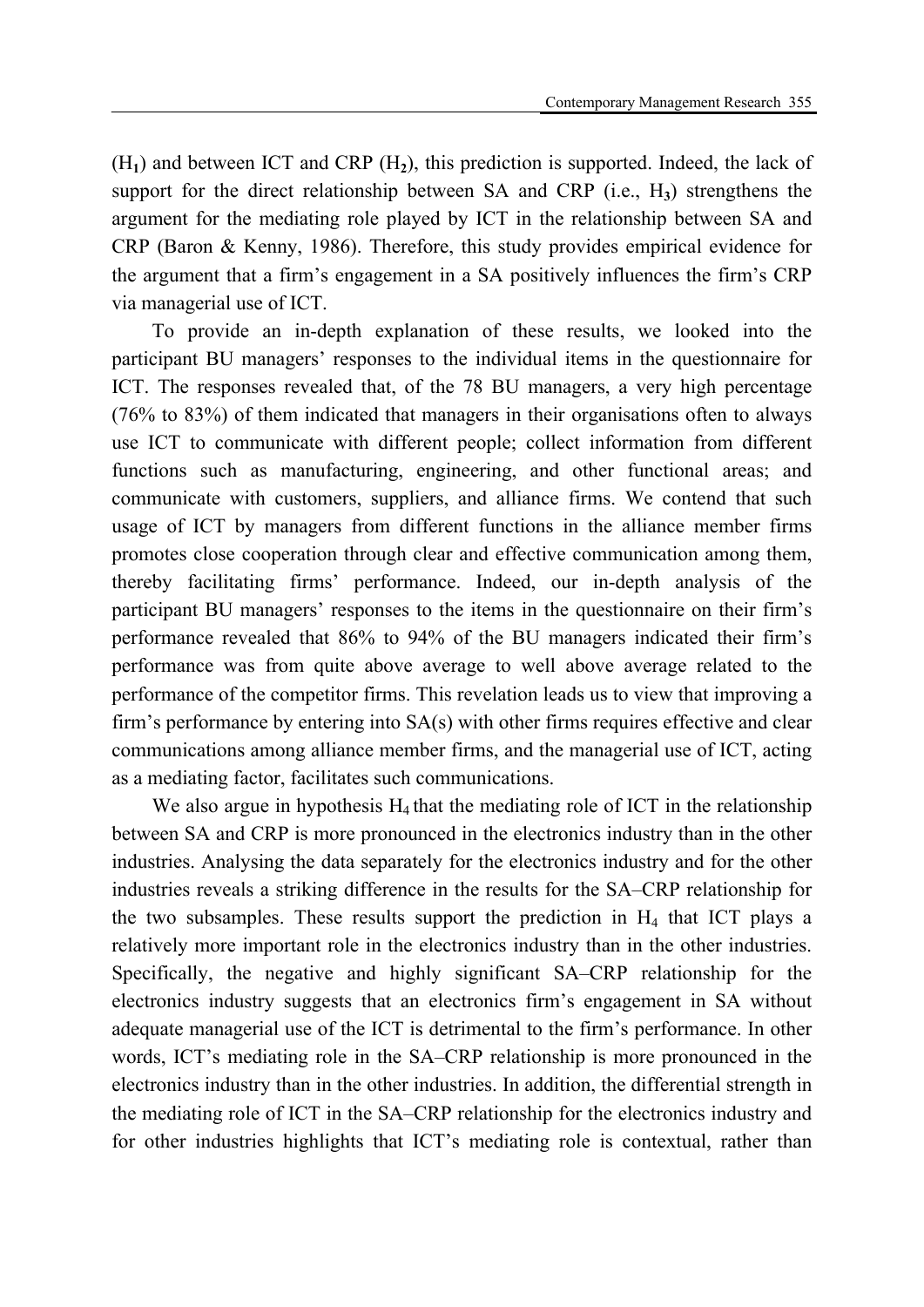($H_1$) and between ICT and CRP ($H_2$), this prediction is supported. Indeed, the lack of support for the direct relationship between SA and CRP (i.e., $H_3$) strengthens the argument for the mediating role played by ICT in the relationship between SA and CRP (Baron & Kenny, 1986). Therefore, this study provides empirical evidence for the argument that a firm's engagement in a SA positively influences the firm's CRP via managerial use of ICT.

To provide an in-depth explanation of these results, we looked into the participant BU managers' responses to the individual items in the questionnaire for ICT. The responses revealed that, of the 78 BU managers, a very high percentage (76% to 83%) of them indicated that managers in their organisations often to always use ICT to communicate with different people; collect information from different functions such as manufacturing, engineering, and other functional areas; and communicate with customers, suppliers, and alliance firms. We contend that such usage of ICT by managers from different functions in the alliance member firms promotes close cooperation through clear and effective communication among them, thereby facilitating firms' performance. Indeed, our in-depth analysis of the participant BU managers' responses to the items in the questionnaire on their firm's performance revealed that 86% to 94% of the BU managers indicated their firm's performance was from quite above average to well above average related to the performance of the competitor firms. This revelation leads us to view that improving a firm's performance by entering into SA(s) with other firms requires effective and clear communications among alliance member firms, and the managerial use of ICT, acting as a mediating factor, facilitates such communications.

We also argue in hypothesis $H_4$ that the mediating role of ICT in the relationship between SA and CRP is more pronounced in the electronics industry than in the other industries. Analysing the data separately for the electronics industry and for the other industries reveals a striking difference in the results for the SA–CRP relationship for the two subsamples. These results support the prediction in $H_4$ that ICT plays a relatively more important role in the electronics industry than in the other industries. Specifically, the negative and highly significant SA–CRP relationship for the electronics industry suggests that an electronics firm's engagement in SA without adequate managerial use of the ICT is detrimental to the firm's performance. In other words, ICT's mediating role in the SA–CRP relationship is more pronounced in the electronics industry than in the other industries. In addition, the differential strength in the mediating role of ICT in the SA–CRP relationship for the electronics industry and for other industries highlights that ICT's mediating role is contextual, rather than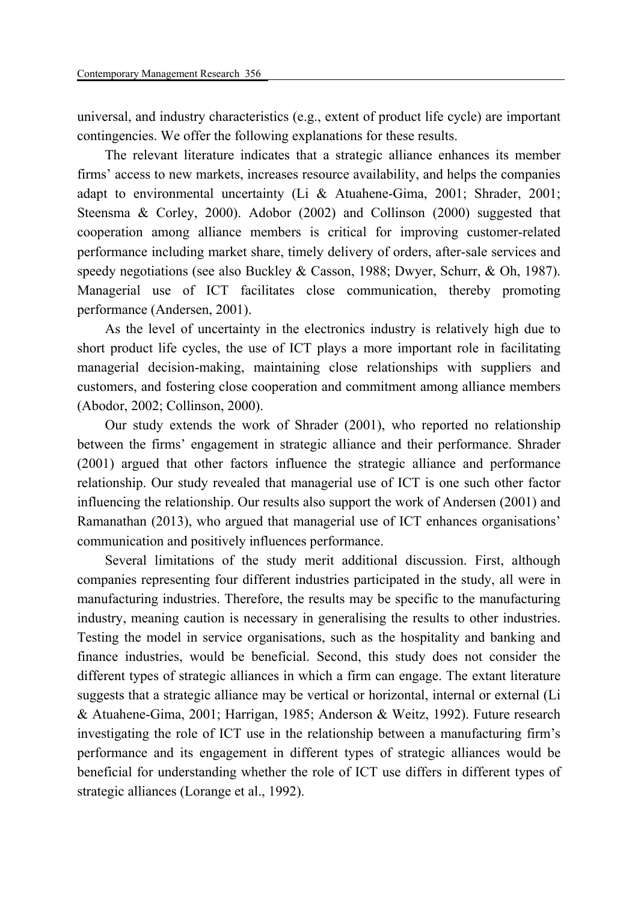universal, and industry characteristics (e.g., extent of product life cycle) are important contingencies. We offer the following explanations for these results.

The relevant literature indicates that a strategic alliance enhances its member firms' access to new markets, increases resource availability, and helps the companies adapt to environmental uncertainty (Li & Atuahene-Gima, 2001; Shrader, 2001; Steensma & Corley, 2000). Adobor (2002) and Collinson (2000) suggested that cooperation among alliance members is critical for improving customer-related performance including market share, timely delivery of orders, after-sale services and speedy negotiations (see also Buckley & Casson, 1988; Dwyer, Schurr, & Oh, 1987). Managerial use of ICT facilitates close communication, thereby promoting performance (Andersen, 2001).

As the level of uncertainty in the electronics industry is relatively high due to short product life cycles, the use of ICT plays a more important role in facilitating managerial decision-making, maintaining close relationships with suppliers and customers, and fostering close cooperation and commitment among alliance members (Abodor, 2002; Collinson, 2000).

Our study extends the work of Shrader (2001), who reported no relationship between the firms' engagement in strategic alliance and their performance. Shrader (2001) argued that other factors influence the strategic alliance and performance relationship. Our study revealed that managerial use of ICT is one such other factor influencing the relationship. Our results also support the work of Andersen (2001) and Ramanathan (2013), who argued that managerial use of ICT enhances organisations' communication and positively influences performance.

Several limitations of the study merit additional discussion. First, although companies representing four different industries participated in the study, all were in manufacturing industries. Therefore, the results may be specific to the manufacturing industry, meaning caution is necessary in generalising the results to other industries. Testing the model in service organisations, such as the hospitality and banking and finance industries, would be beneficial. Second, this study does not consider the different types of strategic alliances in which a firm can engage. The extant literature suggests that a strategic alliance may be vertical or horizontal, internal or external (Li & Atuahene-Gima, 2001; Harrigan, 1985; Anderson & Weitz, 1992). Future research investigating the role of ICT use in the relationship between a manufacturing firm's performance and its engagement in different types of strategic alliances would be beneficial for understanding whether the role of ICT use differs in different types of strategic alliances (Lorange et al., 1992).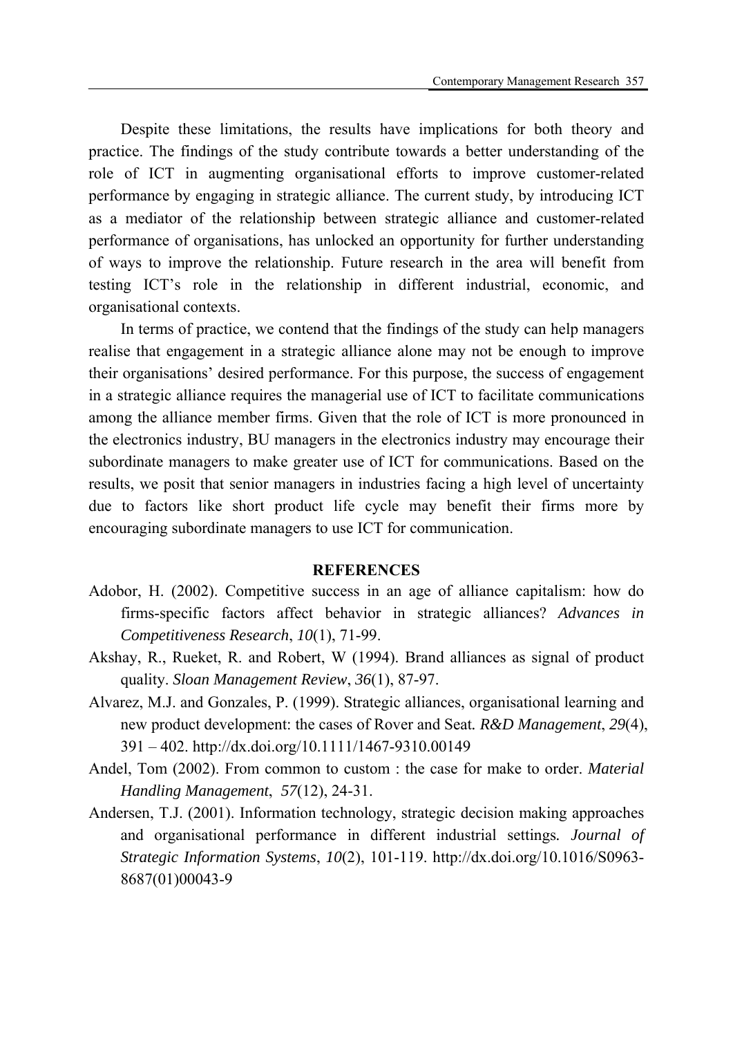Despite these limitations, the results have implications for both theory and practice. The findings of the study contribute towards a better understanding of the role of ICT in augmenting organisational efforts to improve customer-related performance by engaging in strategic alliance. The current study, by introducing ICT as a mediator of the relationship between strategic alliance and customer-related performance of organisations, has unlocked an opportunity for further understanding of ways to improve the relationship. Future research in the area will benefit from testing ICT's role in the relationship in different industrial, economic, and organisational contexts.

In terms of practice, we contend that the findings of the study can help managers realise that engagement in a strategic alliance alone may not be enough to improve their organisations' desired performance. For this purpose, the success of engagement in a strategic alliance requires the managerial use of ICT to facilitate communications among the alliance member firms. Given that the role of ICT is more pronounced in the electronics industry, BU managers in the electronics industry may encourage their subordinate managers to make greater use of ICT for communications. Based on the results, we posit that senior managers in industries facing a high level of uncertainty due to factors like short product life cycle may benefit their firms more by encouraging subordinate managers to use ICT for communication.

## REFERENCES

Adobor, H. (2002). Competitive success in an age of alliance capitalism: how do firms-specific factors affect behavior in strategic alliances? *Advances in Competitiveness Research*, *10*(1), 71-99.

Akshay, R., Rueket, R. and Robert, W (1994). Brand alliances as signal of product quality. *Sloan Management Review*, *36*(1), 87-97.

Alvarez, M.J. and Gonzales, P. (1999). Strategic alliances, organisational learning and new product development: the cases of Rover and Seat. *R&D Management*, *29*(4), 391 – 402. http://dx.doi.org/10.1111/1467-9310.00149

Andel, Tom (2002). From common to custom : the case for make to order. *Material Handling Management*, *57*(12), 24-31.

Andersen, T.J. (2001). Information technology, strategic decision making approaches and organisational performance in different industrial settings. *Journal of Strategic Information Systems*, *10*(2), 101-119. http://dx.doi.org/10.1016/S0963-8687(01)00043-9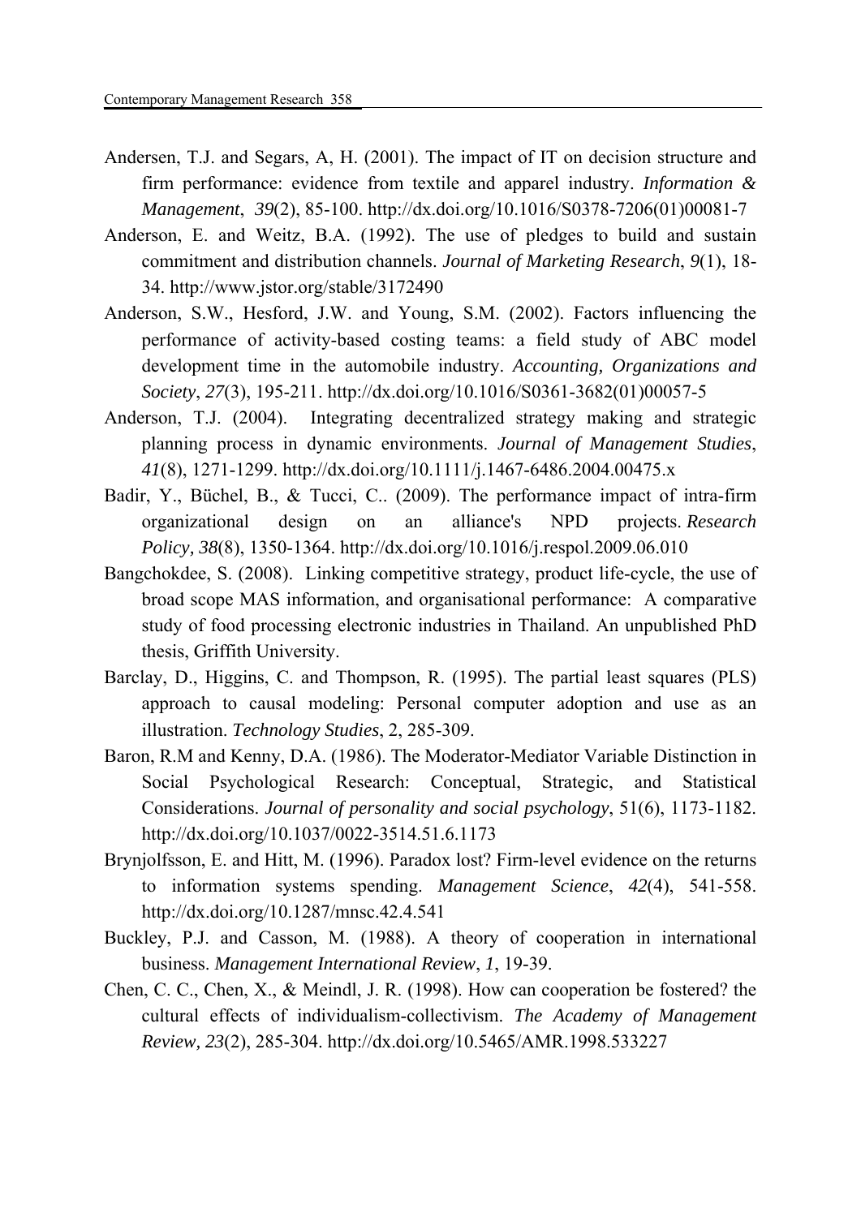Andersen, T.J. and Segars, A, H. (2001). The impact of IT on decision structure and firm performance: evidence from textile and apparel industry. *Information & Management*, *39*(2), 85-100. http://dx.doi.org/10.1016/S0378-7206(01)00081-7

Anderson, E. and Weitz, B.A. (1992). The use of pledges to build and sustain commitment and distribution channels. *Journal of Marketing Research*, *9*(1), 18-34. http://www.jstor.org/stable/3172490

Anderson, S.W., Hesford, J.W. and Young, S.M. (2002). Factors influencing the performance of activity-based costing teams: a field study of ABC model development time in the automobile industry. *Accounting, Organizations and Society*, *27*(3), 195-211. http://dx.doi.org/10.1016/S0361-3682(01)00057-5

Anderson, T.J. (2004). Integrating decentralized strategy making and strategic planning process in dynamic environments. *Journal of Management Studies*, *41*(8), 1271-1299. http://dx.doi.org/10.1111/j.1467-6486.2004.00475.x

Badir, Y., Büchel, B., & Tucci, C.. (2009). The performance impact of intra-firm organizational design on an alliance's NPD projects. *Research Policy, 38*(8), 1350-1364. http://dx.doi.org/10.1016/j.respol.2009.06.010

Bangchokdee, S. (2008). Linking competitive strategy, product life-cycle, the use of broad scope MAS information, and organisational performance: A comparative study of food processing electronic industries in Thailand. An unpublished PhD thesis, Griffith University.

Barclay, D., Higgins, C. and Thompson, R. (1995). The partial least squares (PLS) approach to causal modeling: Personal computer adoption and use as an illustration. *Technology Studies*, 2, 285-309.

Baron, R.M and Kenny, D.A. (1986). The Moderator-Mediator Variable Distinction in Social Psychological Research: Conceptual, Strategic, and Statistical Considerations. *Journal of personality and social psychology*, 51(6), 1173-1182. http://dx.doi.org/10.1037/0022-3514.51.6.1173

Brynjolfsson, E. and Hitt, M. (1996). Paradox lost? Firm-level evidence on the returns to information systems spending. *Management Science*, *42*(4), 541-558. http://dx.doi.org/10.1287/mnsc.42.4.541

Buckley, P.J. and Casson, M. (1988). A theory of cooperation in international business. *Management International Review*, *1*, 19-39.

Chen, C. C., Chen, X., & Meindl, J. R. (1998). How can cooperation be fostered? the cultural effects of individualism-collectivism. *The Academy of Management Review, 23*(2), 285-304. http://dx.doi.org/10.5465/AMR.1998.533227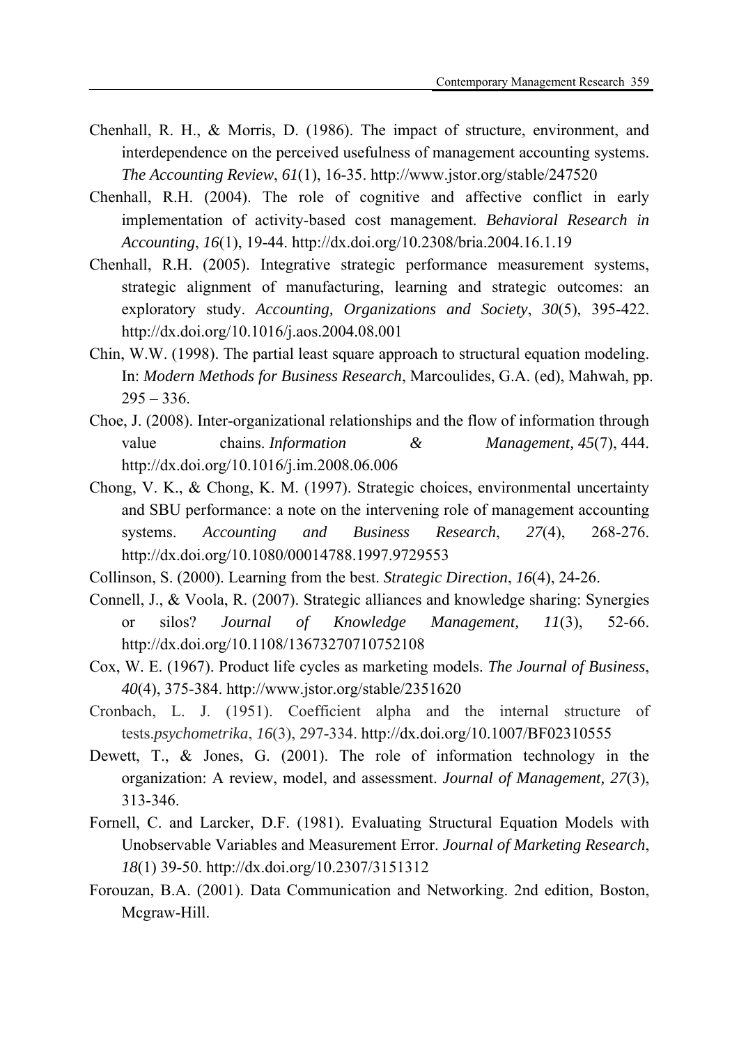Chenhall, R. H., & Morris, D. (1986). The impact of structure, environment, and interdependence on the perceived usefulness of management accounting systems. *The Accounting Review*, *61*(1), 16-35. http://www.jstor.org/stable/247520

Chenhall, R.H. (2004). The role of cognitive and affective conflict in early implementation of activity-based cost management. *Behavioral Research in Accounting*, *16*(1), 19-44. http://dx.doi.org/10.2308/bria.2004.16.1.19

Chenhall, R.H. (2005). Integrative strategic performance measurement systems, strategic alignment of manufacturing, learning and strategic outcomes: an exploratory study. *Accounting, Organizations and Society*, *30*(5), 395-422. http://dx.doi.org/10.1016/j.aos.2004.08.001

Chin, W.W. (1998). The partial least square approach to structural equation modeling. In: *Modern Methods for Business Research*, Marcoulides, G.A. (ed), Mahwah, pp. 295 – 336.

Choe, J. (2008). Inter-organizational relationships and the flow of information through value chains. *Information & Management, 45*(7), 444. http://dx.doi.org/10.1016/j.im.2008.06.006

Chong, V. K., & Chong, K. M. (1997). Strategic choices, environmental uncertainty and SBU performance: a note on the intervening role of management accounting systems. *Accounting and Business Research*, *27*(4), 268-276. http://dx.doi.org/10.1080/00014788.1997.9729553

Collinson, S. (2000). Learning from the best. *Strategic Direction*, *16*(4), 24-26.

Connell, J., & Voola, R. (2007). Strategic alliances and knowledge sharing: Synergies or silos? *Journal of Knowledge Management, 11*(3), 52-66. http://dx.doi.org/10.1108/13673270710752108

Cox, W. E. (1967). Product life cycles as marketing models. *The Journal of Business*, *40*(4), 375-384. http://www.jstor.org/stable/2351620

Cronbach, L. J. (1951). Coefficient alpha and the internal structure of tests.*psychometrika*, *16*(3), 297-334. http://dx.doi.org/10.1007/BF02310555

Dewett, T., & Jones, G. (2001). The role of information technology in the organization: A review, model, and assessment. *Journal of Management, 27*(3), 313-346.

Fornell, C. and Larcker, D.F. (1981). Evaluating Structural Equation Models with Unobservable Variables and Measurement Error. *Journal of Marketing Research*, *18*(1) 39-50. http://dx.doi.org/10.2307/3151312

Forouzan, B.A. (2001). Data Communication and Networking. 2nd edition, Boston, Mcgraw-Hill.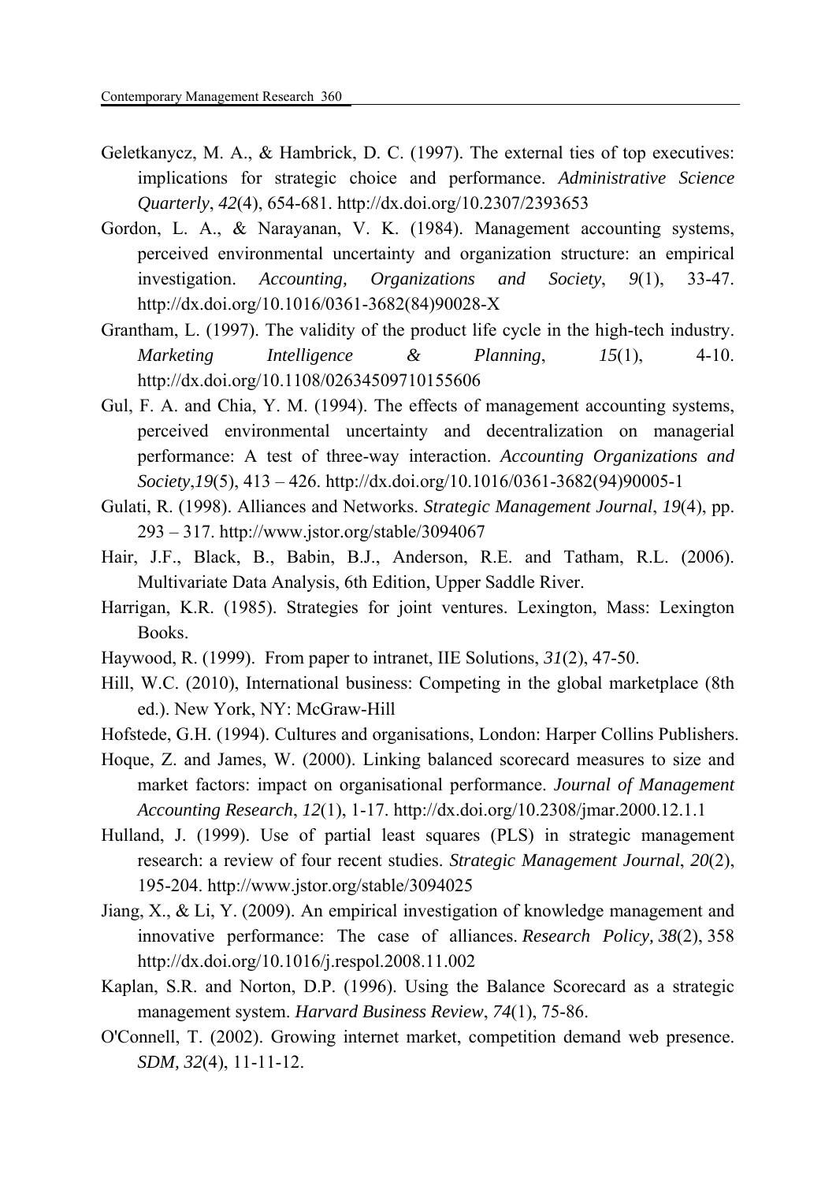Geletkanycz, M. A., & Hambrick, D. C. (1997). The external ties of top executives: implications for strategic choice and performance. *Administrative Science Quarterly*, *42*(4), 654-681. http://dx.doi.org/10.2307/2393653

Gordon, L. A., & Narayanan, V. K. (1984). Management accounting systems, perceived environmental uncertainty and organization structure: an empirical investigation. *Accounting, Organizations and Society*, *9*(1), 33-47. http://dx.doi.org/10.1016/0361-3682(84)90028-X

Grantham, L. (1997). The validity of the product life cycle in the high-tech industry. *Marketing Intelligence & Planning*, *15*(1), 4-10. http://dx.doi.org/10.1108/02634509710155606

Gul, F. A. and Chia, Y. M. (1994). The effects of management accounting systems, perceived environmental uncertainty and decentralization on managerial performance: A test of three-way interaction. *Accounting Organizations and Society*,*19*(5), 413 – 426. http://dx.doi.org/10.1016/0361-3682(94)90005-1

Gulati, R. (1998). Alliances and Networks. *Strategic Management Journal*, *19*(4), pp. 293 – 317. http://www.jstor.org/stable/3094067

Hair, J.F., Black, B., Babin, B.J., Anderson, R.E. and Tatham, R.L. (2006). Multivariate Data Analysis, 6th Edition, Upper Saddle River.

Harrigan, K.R. (1985). Strategies for joint ventures. Lexington, Mass: Lexington Books.

Haywood, R. (1999). From paper to intranet, IIE Solutions, *31*(2), 47-50.

Hill, W.C. (2010), International business: Competing in the global marketplace (8th ed.). New York, NY: McGraw-Hill

Hofstede, G.H. (1994). Cultures and organisations, London: Harper Collins Publishers.

Hoque, Z. and James, W. (2000). Linking balanced scorecard measures to size and market factors: impact on organisational performance. *Journal of Management Accounting Research*, *12*(1), 1-17. http://dx.doi.org/10.2308/jmar.2000.12.1.1

Hulland, J. (1999). Use of partial least squares (PLS) in strategic management research: a review of four recent studies. *Strategic Management Journal*, *20*(2), 195-204. http://www.jstor.org/stable/3094025

Jiang, X., & Li, Y. (2009). An empirical investigation of knowledge management and innovative performance: The case of alliances. *Research Policy, 38*(2), 358 http://dx.doi.org/10.1016/j.respol.2008.11.002

Kaplan, S.R. and Norton, D.P. (1996). Using the Balance Scorecard as a strategic management system. *Harvard Business Review*, *74*(1), 75-86.

O'Connell, T. (2002). Growing internet market, competition demand web presence. *SDM, 32*(4), 11-11-12.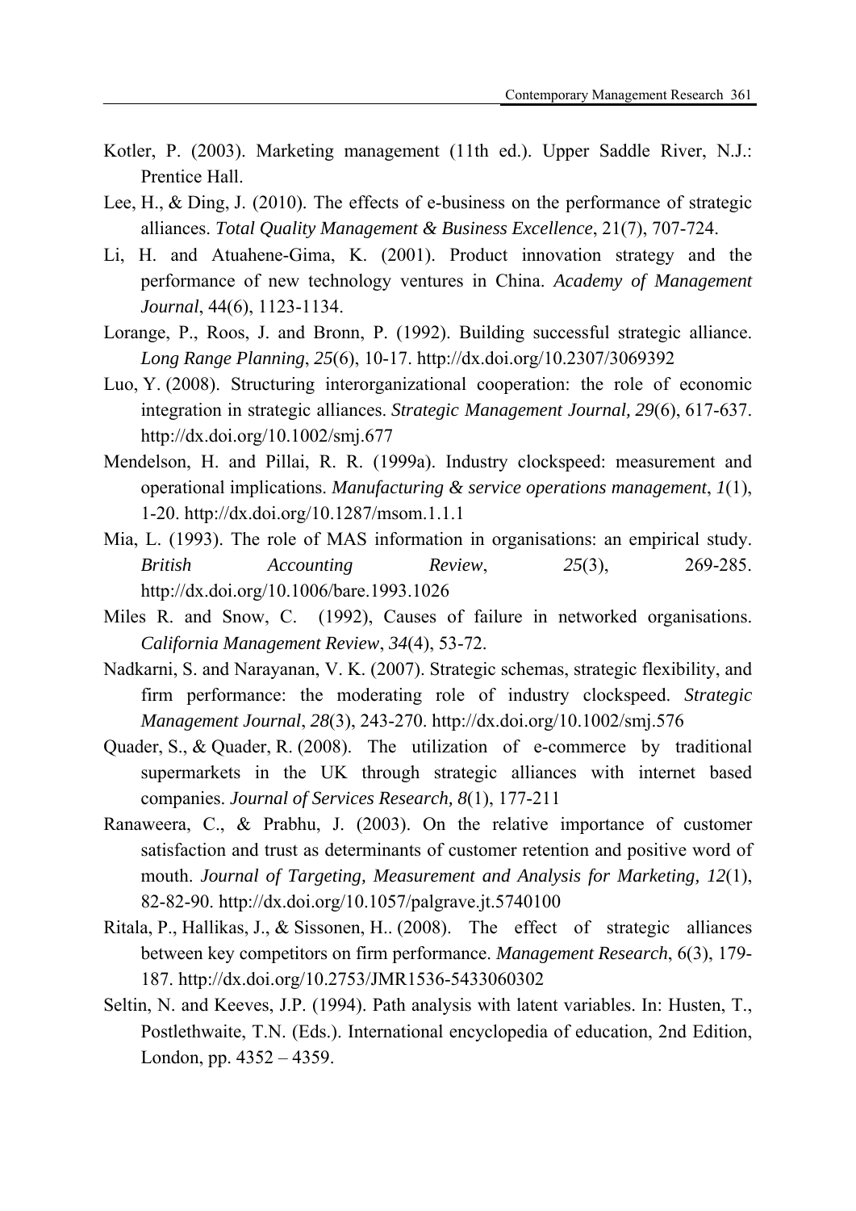Kotler, P. (2003). Marketing management (11th ed.). Upper Saddle River, N.J.: Prentice Hall.

Lee, H., & Ding, J. (2010). The effects of e-business on the performance of strategic alliances. *Total Quality Management & Business Excellence*, 21(7), 707-724.

Li, H. and Atuahene-Gima, K. (2001). Product innovation strategy and the performance of new technology ventures in China. *Academy of Management Journal*, 44(6), 1123-1134.

Lorange, P., Roos, J. and Bronn, P. (1992). Building successful strategic alliance. *Long Range Planning*, *25*(6), 10-17. http://dx.doi.org/10.2307/3069392

Luo, Y. (2008). Structuring interorganizational cooperation: the role of economic integration in strategic alliances. *Strategic Management Journal, 29*(6), 617-637. http://dx.doi.org/10.1002/smj.677

Mendelson, H. and Pillai, R. R. (1999a). Industry clockspeed: measurement and operational implications. *Manufacturing & service operations management*, *1*(1), 1-20. http://dx.doi.org/10.1287/msom.1.1.1

Mia, L. (1993). The role of MAS information in organisations: an empirical study. *British Accounting Review*, *25*(3), 269-285. http://dx.doi.org/10.1006/bare.1993.1026

Miles R. and Snow, C. (1992), Causes of failure in networked organisations. *California Management Review*, *34*(4), 53-72.

Nadkarni, S. and Narayanan, V. K. (2007). Strategic schemas, strategic flexibility, and firm performance: the moderating role of industry clockspeed. *Strategic Management Journal*, *28*(3), 243-270. http://dx.doi.org/10.1002/smj.576

Quader, S., & Quader, R. (2008). The utilization of e-commerce by traditional supermarkets in the UK through strategic alliances with internet based companies. *Journal of Services Research, 8*(1), 177-211

Ranaweera, C., & Prabhu, J. (2003). On the relative importance of customer satisfaction and trust as determinants of customer retention and positive word of mouth. *Journal of Targeting, Measurement and Analysis for Marketing, 12*(1), 82-82-90. http://dx.doi.org/10.1057/palgrave.jt.5740100

Ritala, P., Hallikas, J., & Sissonen, H.. (2008). The effect of strategic alliances between key competitors on firm performance. *Management Research*, 6(3), 179-187. http://dx.doi.org/10.2753/JMR1536-5433060302

Seltin, N. and Keeves, J.P. (1994). Path analysis with latent variables. In: Husten, T., Postlethwaite, T.N. (Eds.). International encyclopedia of education, 2nd Edition, London, pp. 4352 – 4359.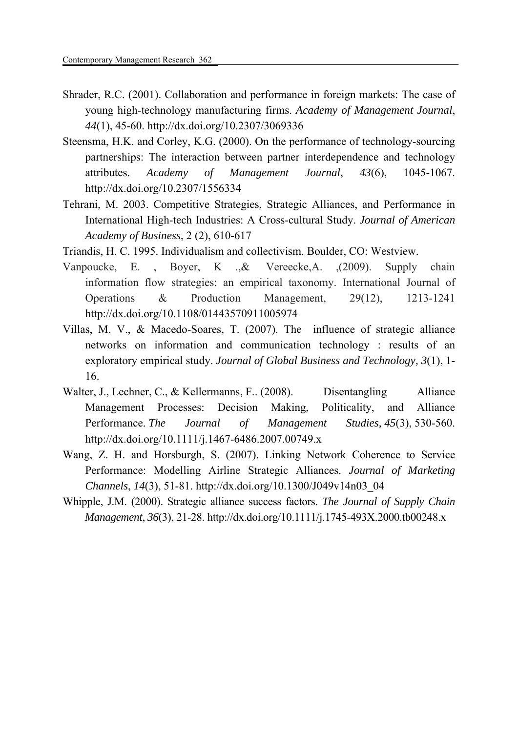Shrader, R.C. (2001). Collaboration and performance in foreign markets: The case of young high-technology manufacturing firms. *Academy of Management Journal*, *44*(1), 45-60. http://dx.doi.org/10.2307/3069336

Steensma, H.K. and Corley, K.G. (2000). On the performance of technology-sourcing partnerships: The interaction between partner interdependence and technology attributes. *Academy of Management Journal*, *43*(6), 1045-1067. http://dx.doi.org/10.2307/1556334

Tehrani, M. 2003. Competitive Strategies, Strategic Alliances, and Performance in International High-tech Industries: A Cross-cultural Study. *Journal of American Academy of Business*, 2 (2), 610-617

Triandis, H. C. 1995. Individualism and collectivism. Boulder, CO: Westview.

Vanpoucke, E. , Boyer, K .,& Vereecke,A. ,(2009). Supply chain information flow strategies: an empirical taxonomy. International Journal of Operations & Production Management, 29(12), 1213-1241 http://dx.doi.org/10.1108/01443570911005974

Villas, M. V., & Macedo-Soares, T. (2007). The influence of strategic alliance networks on information and communication technology : results of an exploratory empirical study. *Journal of Global Business and Technology, 3*(1), 1-16.

Walter, J., Lechner, C., & Kellermanns, F.. (2008). Disentangling Alliance Management Processes: Decision Making, Politicality, and Alliance Performance. *The Journal of Management Studies, 45*(3), 530-560. http://dx.doi.org/10.1111/j.1467-6486.2007.00749.x

Wang, Z. H. and Horsburgh, S. (2007). Linking Network Coherence to Service Performance: Modelling Airline Strategic Alliances. *Journal of Marketing Channels*, *14*(3), 51-81. http://dx.doi.org/10.1300/J049v14n03_04

Whipple, J.M. (2000). Strategic alliance success factors. *The Journal of Supply Chain Management*, *36*(3), 21-28. http://dx.doi.org/10.1111/j.1745-493X.2000.tb00248.x